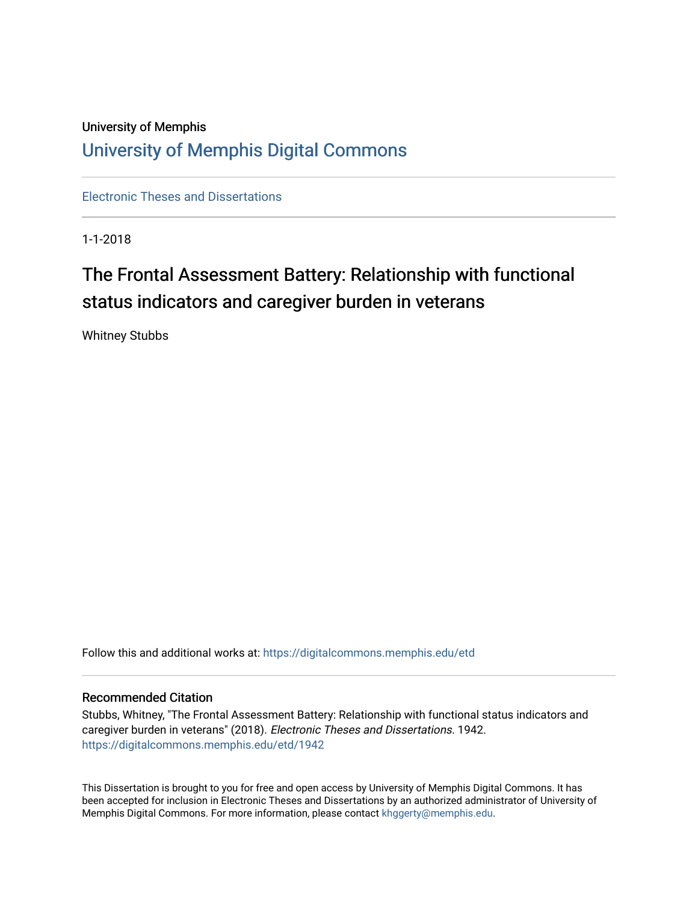University of Memphis

# University of Memphis Digital Commons

Electronic Theses and Dissertations

1-1-2018

## The Frontal Assessment Battery: Relationship with functional status indicators and caregiver burden in veterans

Whitney Stubbs

Follow this and additional works at: https://digitalcommons.memphis.edu/etd

### Recommended Citation

Stubbs, Whitney, "The Frontal Assessment Battery: Relationship with functional status indicators and caregiver burden in veterans" (2018). *Electronic Theses and Dissertations*. 1942.
https://digitalcommons.memphis.edu/etd/1942

This Dissertation is brought to you for free and open access by University of Memphis Digital Commons. It has been accepted for inclusion in Electronic Theses and Dissertations by an authorized administrator of University of Memphis Digital Commons. For more information, please contact khggerty@memphis.edu.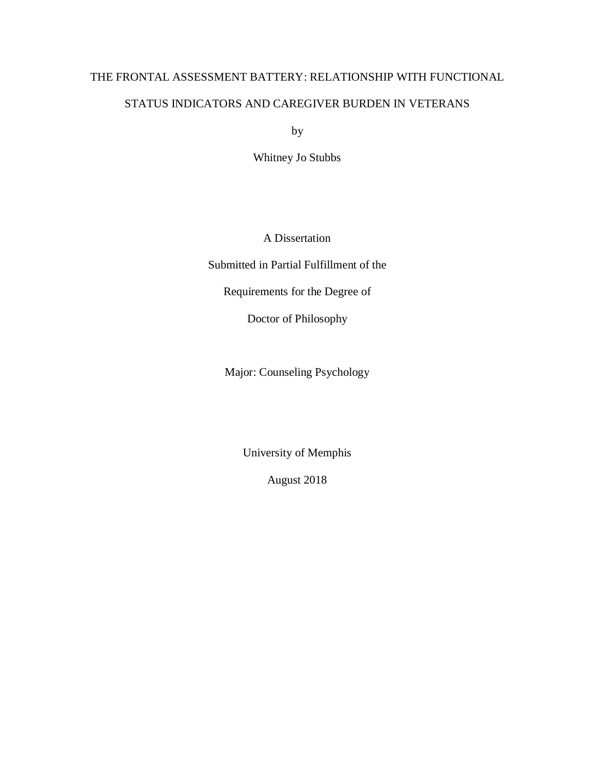# THE FRONTAL ASSESSMENT BATTERY: RELATIONSHIP WITH FUNCTIONAL STATUS INDICATORS AND CAREGIVER BURDEN IN VETERANS

by

Whitney Jo Stubbs

A Dissertation

Submitted in Partial Fulfillment of the

Requirements for the Degree of

Doctor of Philosophy

Major: Counseling Psychology

University of Memphis

August 2018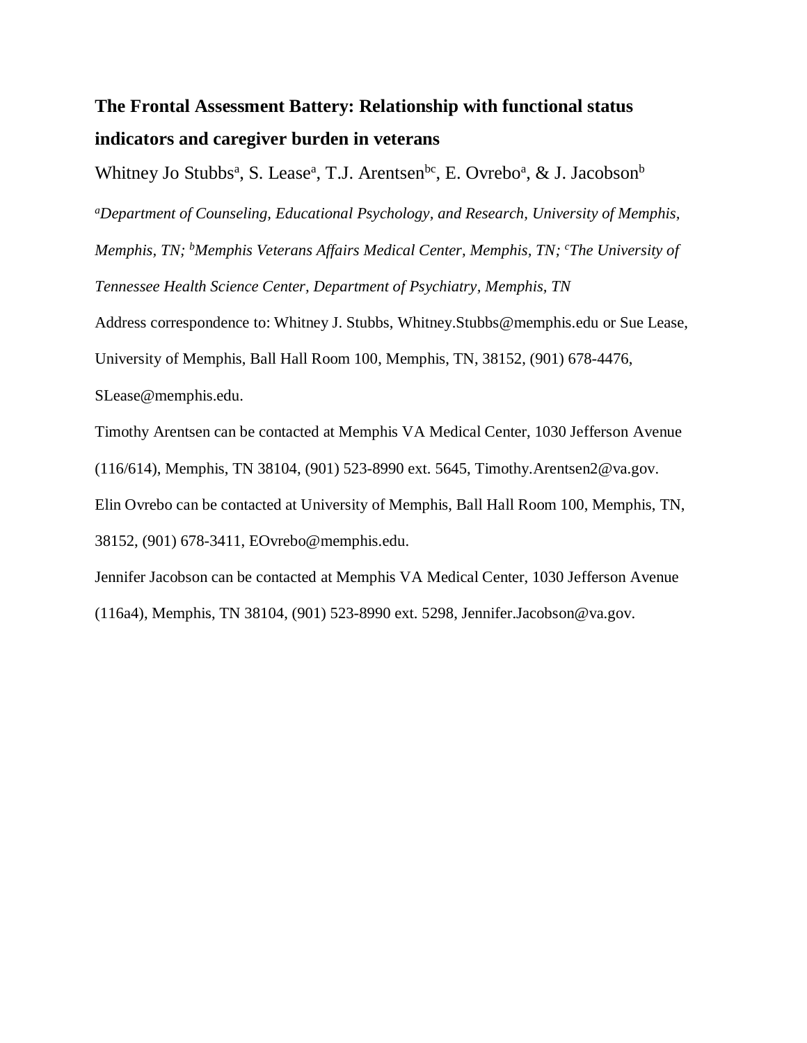# The Frontal Assessment Battery: Relationship with functional status indicators and caregiver burden in veterans

Whitney Jo Stubbs[a], S. Lease[a], T.J. Arentsen[bc], E. Ovrebo[a], & J. Jacobson[b]

[a]*Department of Counseling, Educational Psychology, and Research, University of Memphis, Memphis, TN;* [b]*Memphis Veterans Affairs Medical Center, Memphis, TN;* [c]*The University of Tennessee Health Science Center, Department of Psychiatry, Memphis, TN*

Address correspondence to: Whitney J. Stubbs, Whitney.Stubbs@memphis.edu or Sue Lease, University of Memphis, Ball Hall Room 100, Memphis, TN, 38152, (901) 678-4476, SLease@memphis.edu.

Timothy Arentsen can be contacted at Memphis VA Medical Center, 1030 Jefferson Avenue (116/614), Memphis, TN 38104, (901) 523-8990 ext. 5645, Timothy.Arentsen2@va.gov.

Elin Ovrebo can be contacted at University of Memphis, Ball Hall Room 100, Memphis, TN, 38152, (901) 678-3411, EOvrebo@memphis.edu.

Jennifer Jacobson can be contacted at Memphis VA Medical Center, 1030 Jefferson Avenue (116a4), Memphis, TN 38104, (901) 523-8990 ext. 5298, Jennifer.Jacobson@va.gov.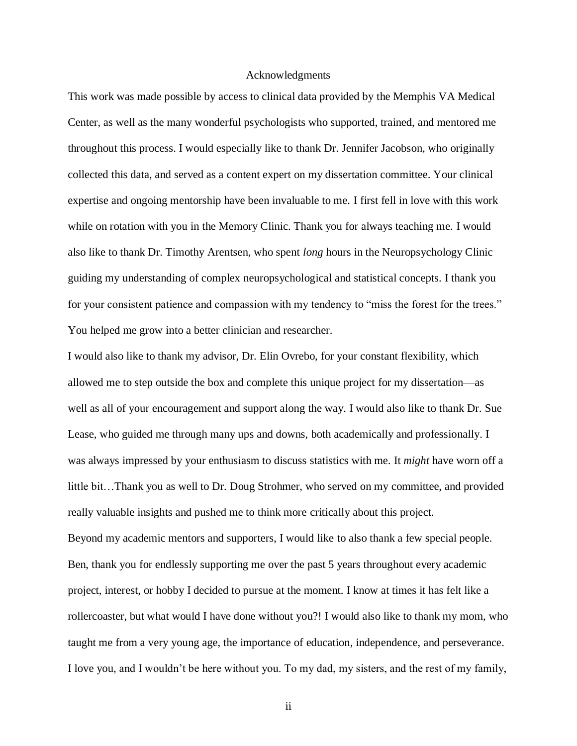# Acknowledgments

This work was made possible by access to clinical data provided by the Memphis VA Medical Center, as well as the many wonderful psychologists who supported, trained, and mentored me throughout this process. I would especially like to thank Dr. Jennifer Jacobson, who originally collected this data, and served as a content expert on my dissertation committee. Your clinical expertise and ongoing mentorship have been invaluable to me. I first fell in love with this work while on rotation with you in the Memory Clinic. Thank you for always teaching me. I would also like to thank Dr. Timothy Arentsen, who spent *long* hours in the Neuropsychology Clinic guiding my understanding of complex neuropsychological and statistical concepts. I thank you for your consistent patience and compassion with my tendency to "miss the forest for the trees." You helped me grow into a better clinician and researcher.

I would also like to thank my advisor, Dr. Elin Ovrebo, for your constant flexibility, which allowed me to step outside the box and complete this unique project for my dissertation—as well as all of your encouragement and support along the way. I would also like to thank Dr. Sue Lease, who guided me through many ups and downs, both academically and professionally. I was always impressed by your enthusiasm to discuss statistics with me. It *might* have worn off a little bit…Thank you as well to Dr. Doug Strohmer, who served on my committee, and provided really valuable insights and pushed me to think more critically about this project.

Beyond my academic mentors and supporters, I would like to also thank a few special people. Ben, thank you for endlessly supporting me over the past 5 years throughout every academic project, interest, or hobby I decided to pursue at the moment. I know at times it has felt like a rollercoaster, but what would I have done without you?! I would also like to thank my mom, who taught me from a very young age, the importance of education, independence, and perseverance. I love you, and I wouldn't be here without you. To my dad, my sisters, and the rest of my family,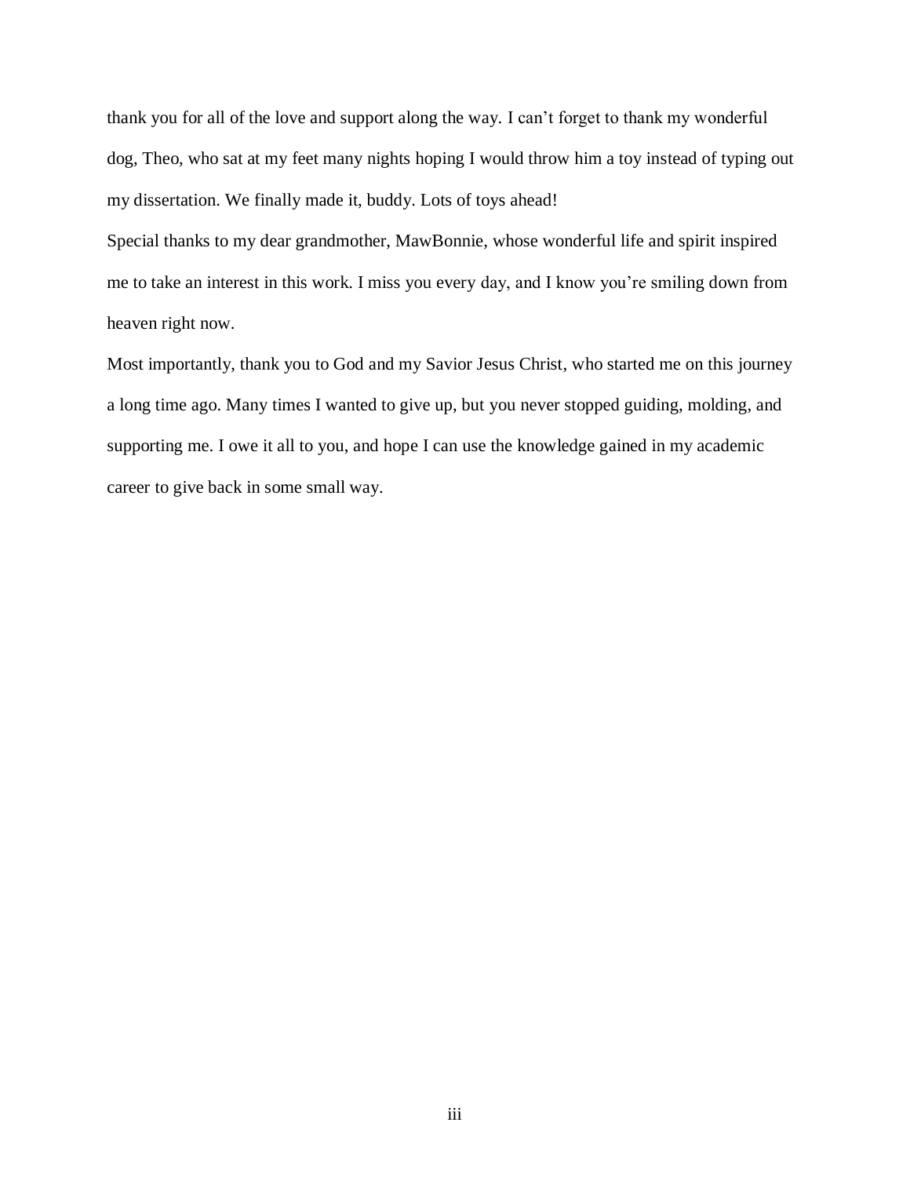thank you for all of the love and support along the way. I can’t forget to thank my wonderful dog, Theo, who sat at my feet many nights hoping I would throw him a toy instead of typing out my dissertation. We finally made it, buddy. Lots of toys ahead!

Special thanks to my dear grandmother, MawBonnie, whose wonderful life and spirit inspired me to take an interest in this work. I miss you every day, and I know you’re smiling down from heaven right now.

Most importantly, thank you to God and my Savior Jesus Christ, who started me on this journey a long time ago. Many times I wanted to give up, but you never stopped guiding, molding, and supporting me. I owe it all to you, and hope I can use the knowledge gained in my academic career to give back in some small way.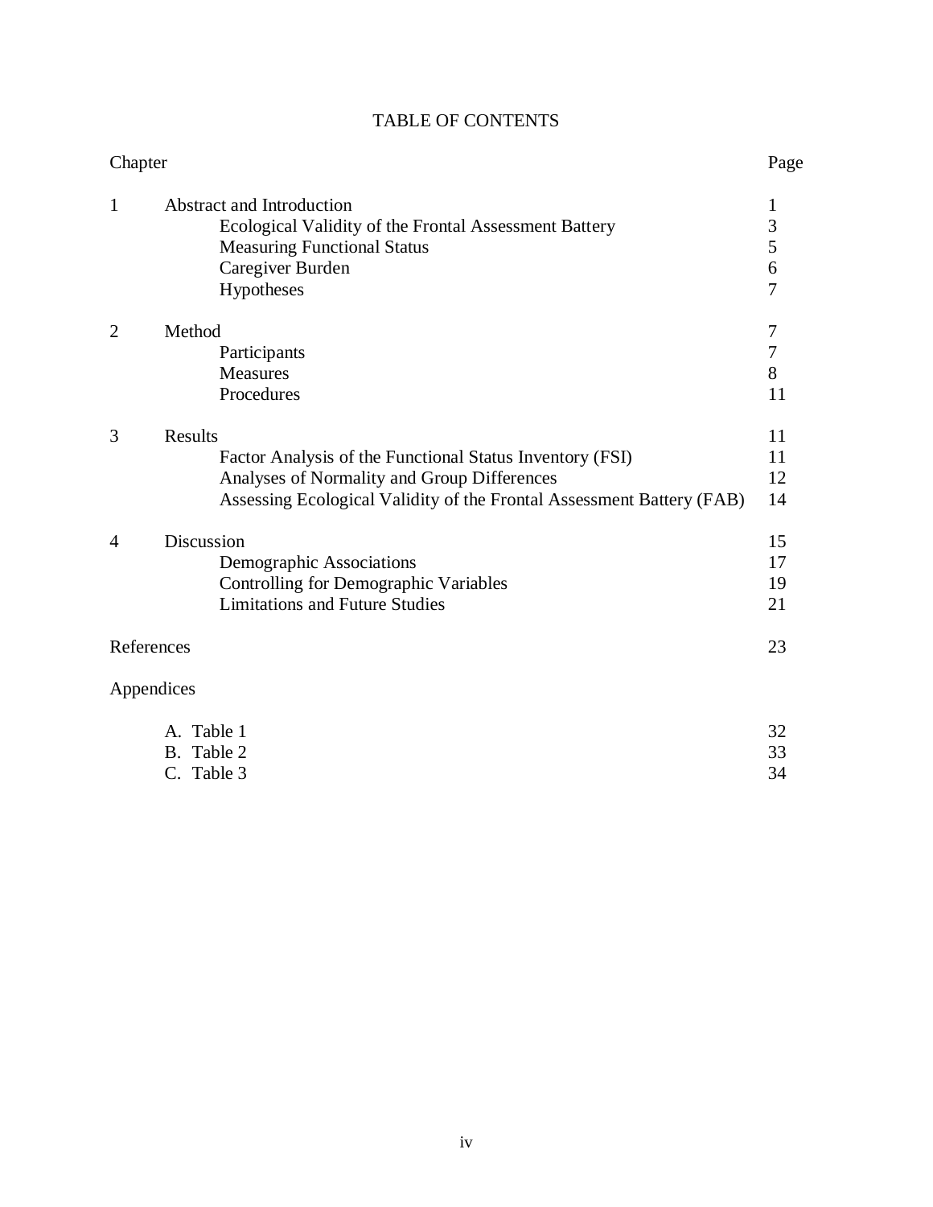# TABLE OF CONTENTS

| Chapter | | Page |
|---|---|---|
| 1 | Abstract and Introduction | 1 |
| | Ecological Validity of the Frontal Assessment Battery | 3 |
| | Measuring Functional Status | 5 |
| | Caregiver Burden | 6 |
| | Hypotheses | 7 |
| 2 | Method | 7 |
| | Participants | 7 |
| | Measures | 8 |
| | Procedures | 11 |
| 3 | Results | 11 |
| | Factor Analysis of the Functional Status Inventory (FSI) | 11 |
| | Analyses of Normality and Group Differences | 12 |
| | Assessing Ecological Validity of the Frontal Assessment Battery (FAB) | 14 |
| 4 | Discussion | 15 |
| | Demographic Associations | 17 |
| | Controlling for Demographic Variables | 19 |
| | Limitations and Future Studies | 21 |
| References | | 23 |
| Appendices | | |
| | A. Table 1 | 32 |
| | B. Table 2 | 33 |
| | C. Table 3 | 34 |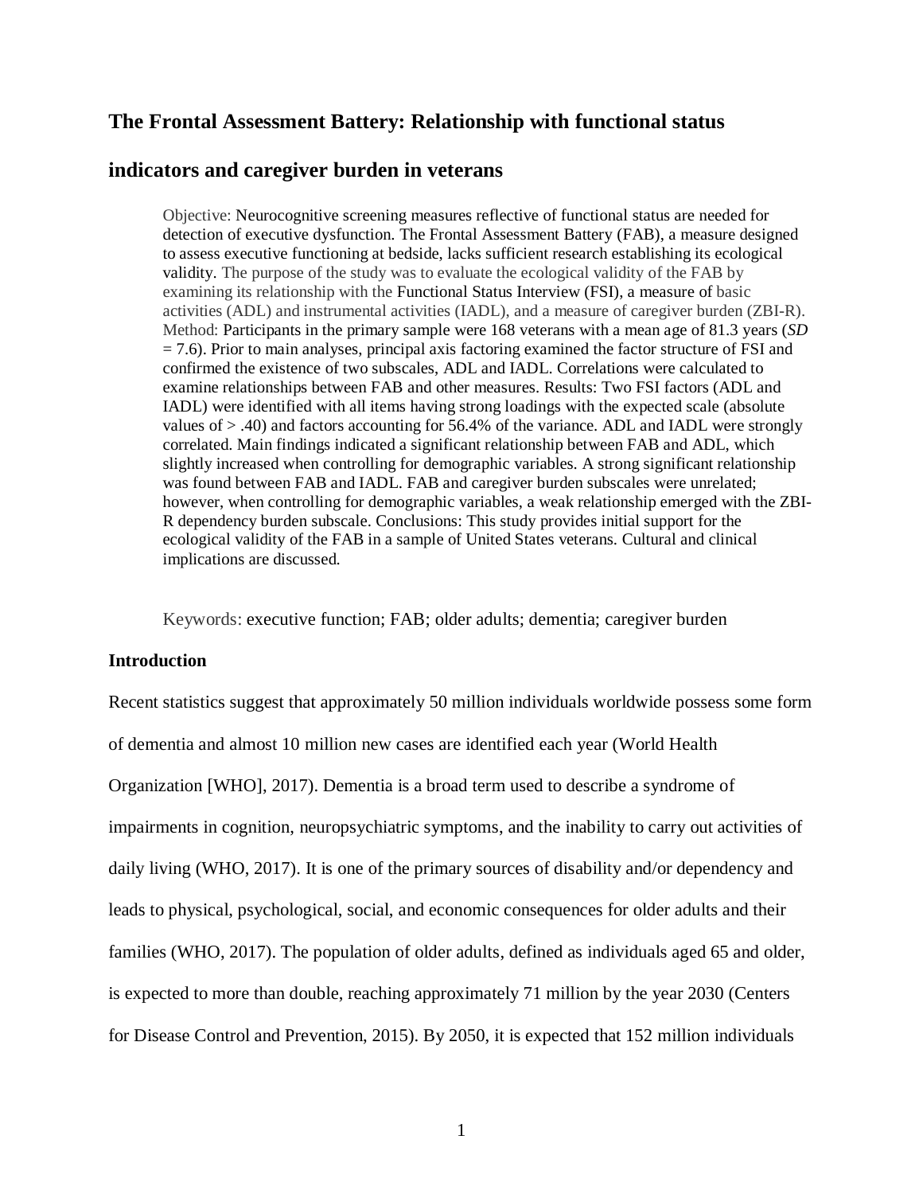## The Frontal Assessment Battery: Relationship with functional status indicators and caregiver burden in veterans

Objective: Neurocognitive screening measures reflective of functional status are needed for detection of executive dysfunction. The Frontal Assessment Battery (FAB), a measure designed to assess executive functioning at bedside, lacks sufficient research establishing its ecological validity. The purpose of the study was to evaluate the ecological validity of the FAB by examining its relationship with the Functional Status Interview (FSI), a measure of basic activities (ADL) and instrumental activities (IADL), and a measure of caregiver burden (ZBI-R). Method: Participants in the primary sample were 168 veterans with a mean age of 81.3 years (*SD* = 7.6). Prior to main analyses, principal axis factoring examined the factor structure of FSI and confirmed the existence of two subscales, ADL and IADL. Correlations were calculated to examine relationships between FAB and other measures. Results: Two FSI factors (ADL and IADL) were identified with all items having strong loadings with the expected scale (absolute values of > .40) and factors accounting for 56.4% of the variance. ADL and IADL were strongly correlated. Main findings indicated a significant relationship between FAB and ADL, which slightly increased when controlling for demographic variables. A strong significant relationship was found between FAB and IADL. FAB and caregiver burden subscales were unrelated; however, when controlling for demographic variables, a weak relationship emerged with the ZBI-R dependency burden subscale. Conclusions: This study provides initial support for the ecological validity of the FAB in a sample of United States veterans. Cultural and clinical implications are discussed.

Keywords: executive function; FAB; older adults; dementia; caregiver burden

### Introduction

Recent statistics suggest that approximately 50 million individuals worldwide possess some form of dementia and almost 10 million new cases are identified each year (World Health Organization [WHO], 2017). Dementia is a broad term used to describe a syndrome of impairments in cognition, neuropsychiatric symptoms, and the inability to carry out activities of daily living (WHO, 2017). It is one of the primary sources of disability and/or dependency and leads to physical, psychological, social, and economic consequences for older adults and their families (WHO, 2017). The population of older adults, defined as individuals aged 65 and older, is expected to more than double, reaching approximately 71 million by the year 2030 (Centers for Disease Control and Prevention, 2015). By 2050, it is expected that 152 million individuals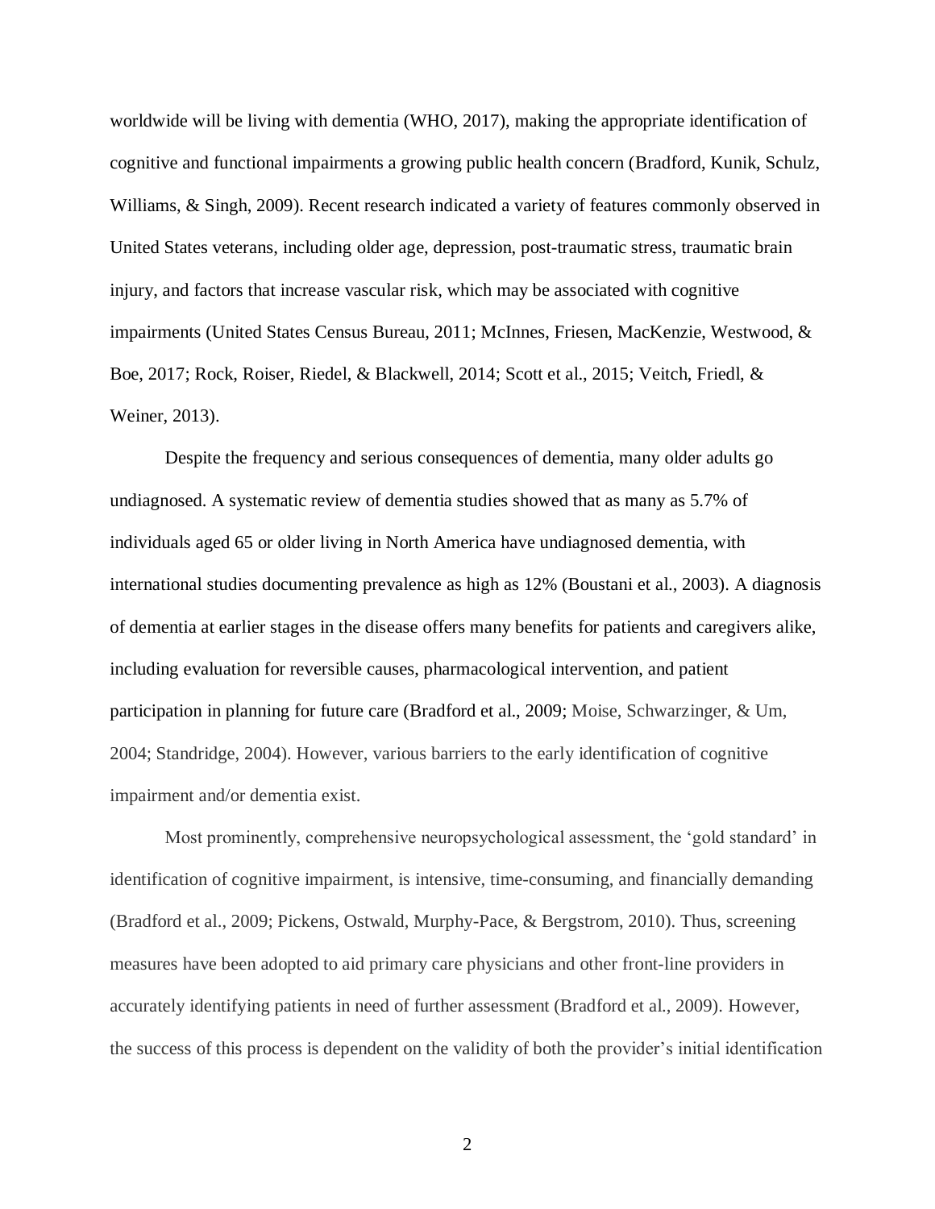worldwide will be living with dementia (WHO, 2017), making the appropriate identification of cognitive and functional impairments a growing public health concern (Bradford, Kunik, Schulz, Williams, & Singh, 2009). Recent research indicated a variety of features commonly observed in United States veterans, including older age, depression, post-traumatic stress, traumatic brain injury, and factors that increase vascular risk, which may be associated with cognitive impairments (United States Census Bureau, 2011; McInnes, Friesen, MacKenzie, Westwood, & Boe, 2017; Rock, Roiser, Riedel, & Blackwell, 2014; Scott et al., 2015; Veitch, Friedl, & Weiner, 2013).

Despite the frequency and serious consequences of dementia, many older adults go undiagnosed. A systematic review of dementia studies showed that as many as 5.7% of individuals aged 65 or older living in North America have undiagnosed dementia, with international studies documenting prevalence as high as 12% (Boustani et al., 2003). A diagnosis of dementia at earlier stages in the disease offers many benefits for patients and caregivers alike, including evaluation for reversible causes, pharmacological intervention, and patient participation in planning for future care (Bradford et al., 2009; Moise, Schwarzinger, & Um, 2004; Standridge, 2004). However, various barriers to the early identification of cognitive impairment and/or dementia exist.

Most prominently, comprehensive neuropsychological assessment, the 'gold standard' in identification of cognitive impairment, is intensive, time-consuming, and financially demanding (Bradford et al., 2009; Pickens, Ostwald, Murphy-Pace, & Bergstrom, 2010). Thus, screening measures have been adopted to aid primary care physicians and other front-line providers in accurately identifying patients in need of further assessment (Bradford et al., 2009). However, the success of this process is dependent on the validity of both the provider's initial identification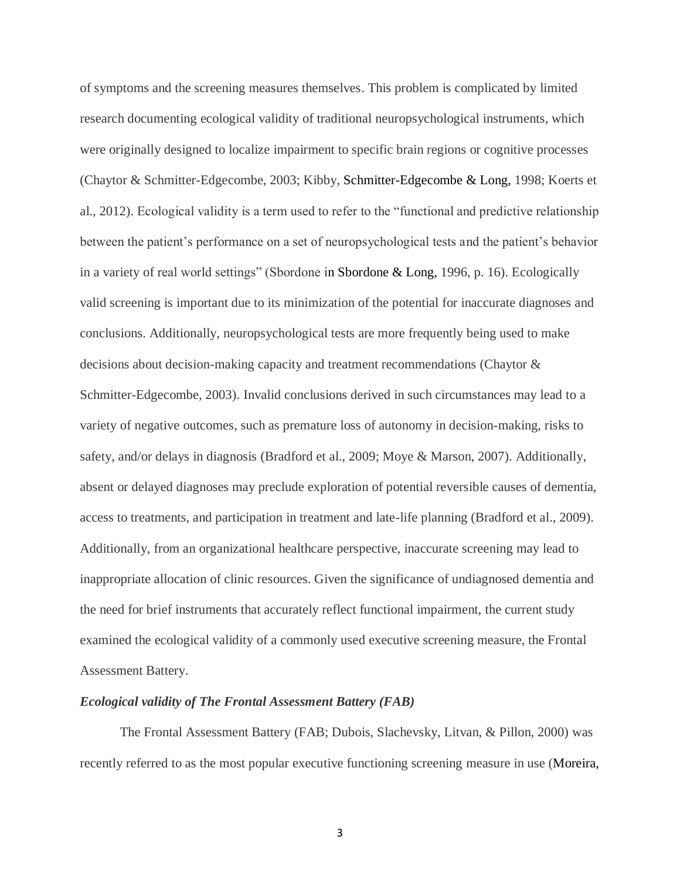of symptoms and the screening measures themselves. This problem is complicated by limited research documenting ecological validity of traditional neuropsychological instruments, which were originally designed to localize impairment to specific brain regions or cognitive processes (Chaytor & Schmitter-Edgecombe, 2003; Kibby, Schmitter-Edgecombe & Long, 1998; Koerts et al., 2012). Ecological validity is a term used to refer to the "functional and predictive relationship between the patient's performance on a set of neuropsychological tests and the patient's behavior in a variety of real world settings" (Sbordone in Sbordone & Long, 1996, p. 16). Ecologically valid screening is important due to its minimization of the potential for inaccurate diagnoses and conclusions. Additionally, neuropsychological tests are more frequently being used to make decisions about decision-making capacity and treatment recommendations (Chaytor & Schmitter-Edgecombe, 2003). Invalid conclusions derived in such circumstances may lead to a variety of negative outcomes, such as premature loss of autonomy in decision-making, risks to safety, and/or delays in diagnosis (Bradford et al., 2009; Moye & Marson, 2007). Additionally, absent or delayed diagnoses may preclude exploration of potential reversible causes of dementia, access to treatments, and participation in treatment and late-life planning (Bradford et al., 2009). Additionally, from an organizational healthcare perspective, inaccurate screening may lead to inappropriate allocation of clinic resources. Given the significance of undiagnosed dementia and the need for brief instruments that accurately reflect functional impairment, the current study examined the ecological validity of a commonly used executive screening measure, the Frontal Assessment Battery.

### *Ecological validity of The Frontal Assessment Battery (FAB)*

The Frontal Assessment Battery (FAB; Dubois, Slachevsky, Litvan, & Pillon, 2000) was recently referred to as the most popular executive functioning screening measure in use (Moreira,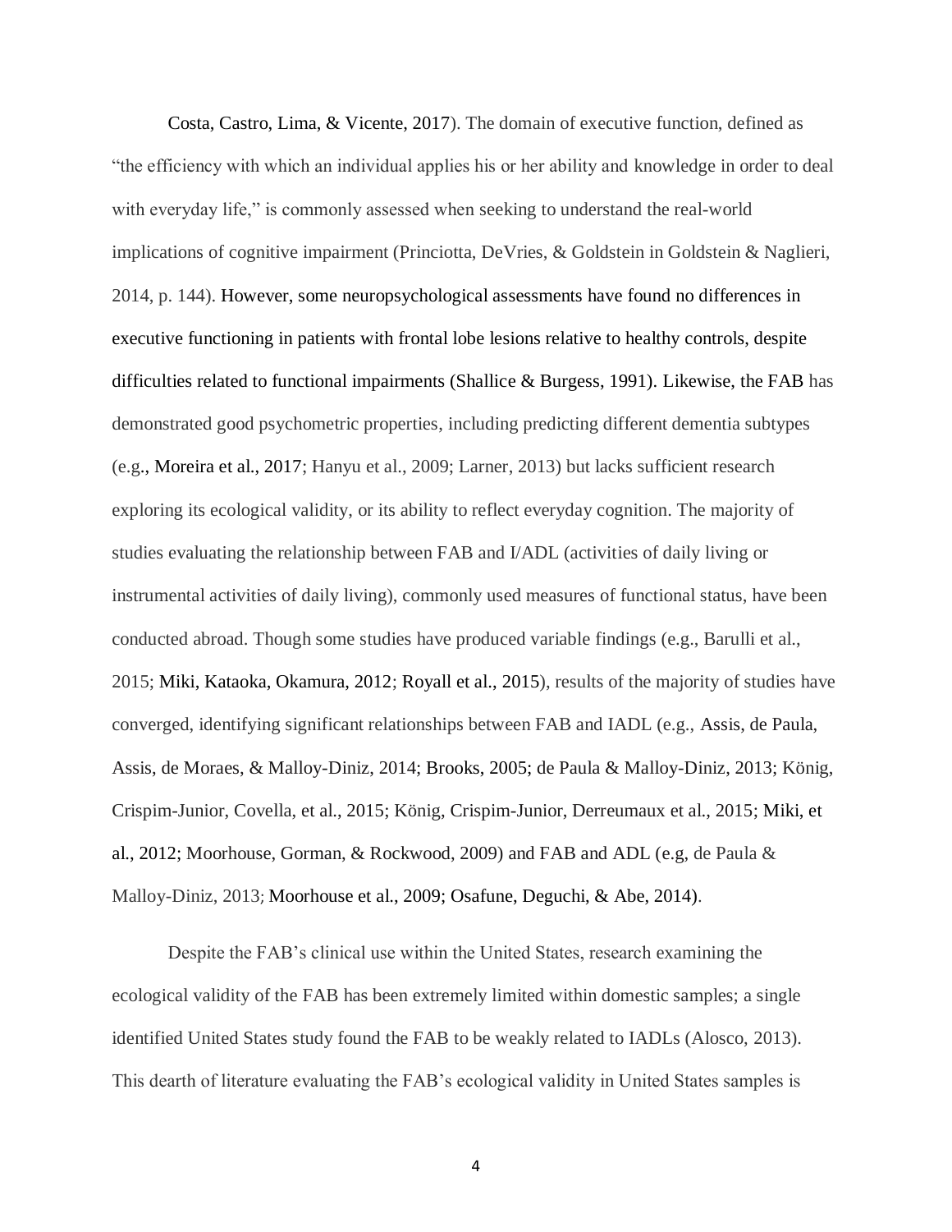Costa, Castro, Lima, & Vicente, 2017). The domain of executive function, defined as "the efficiency with which an individual applies his or her ability and knowledge in order to deal with everyday life," is commonly assessed when seeking to understand the real-world implications of cognitive impairment (Princiotta, DeVries, & Goldstein in Goldstein & Naglieri, 2014, p. 144). However, some neuropsychological assessments have found no differences in executive functioning in patients with frontal lobe lesions relative to healthy controls, despite difficulties related to functional impairments (Shallice & Burgess, 1991). Likewise, the FAB has demonstrated good psychometric properties, including predicting different dementia subtypes (e.g., Moreira et al., 2017; Hanyu et al., 2009; Larner, 2013) but lacks sufficient research exploring its ecological validity, or its ability to reflect everyday cognition. The majority of studies evaluating the relationship between FAB and I/ADL (activities of daily living or instrumental activities of daily living), commonly used measures of functional status, have been conducted abroad. Though some studies have produced variable findings (e.g., Barulli et al., 2015; Miki, Kataoka, Okamura, 2012; Royall et al., 2015), results of the majority of studies have converged, identifying significant relationships between FAB and IADL (e.g., Assis, de Paula, Assis, de Moraes, & Malloy-Diniz, 2014; Brooks, 2005; de Paula & Malloy-Diniz, 2013; König, Crispim-Junior, Covella, et al., 2015; König, Crispim-Junior, Derreumaux et al., 2015; Miki, et al., 2012; Moorhouse, Gorman, & Rockwood, 2009) and FAB and ADL (e.g, de Paula & Malloy-Diniz, 2013; Moorhouse et al., 2009; Osafune, Deguchi, & Abe, 2014).

Despite the FAB's clinical use within the United States, research examining the ecological validity of the FAB has been extremely limited within domestic samples; a single identified United States study found the FAB to be weakly related to IADLs (Alosco, 2013). This dearth of literature evaluating the FAB's ecological validity in United States samples is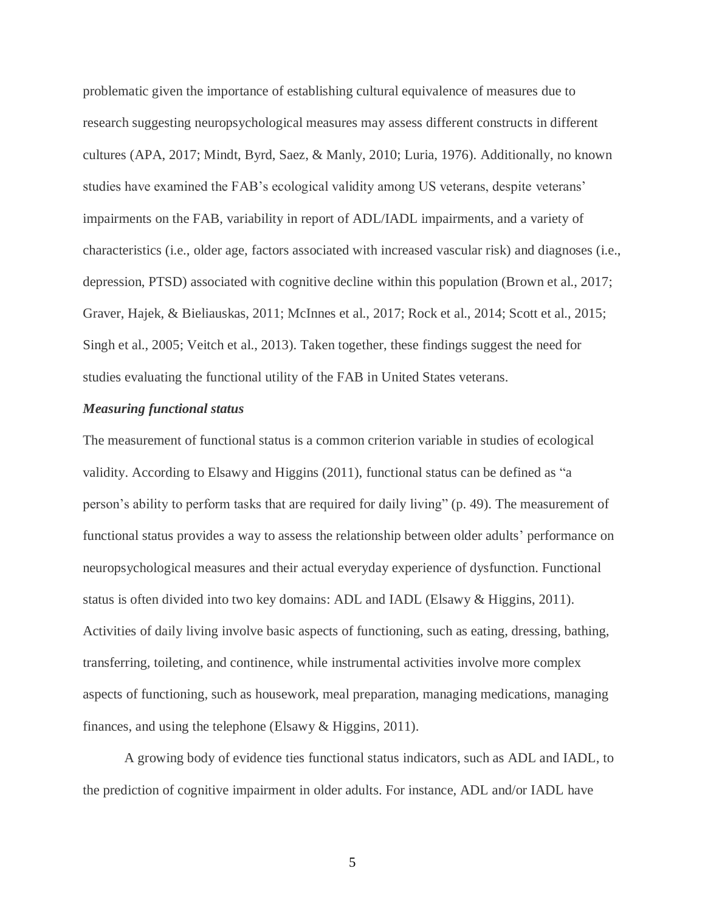problematic given the importance of establishing cultural equivalence of measures due to research suggesting neuropsychological measures may assess different constructs in different cultures (APA, 2017; Mindt, Byrd, Saez, & Manly, 2010; Luria, 1976). Additionally, no known studies have examined the FAB's ecological validity among US veterans, despite veterans' impairments on the FAB, variability in report of ADL/IADL impairments, and a variety of characteristics (i.e., older age, factors associated with increased vascular risk) and diagnoses (i.e., depression, PTSD) associated with cognitive decline within this population (Brown et al., 2017; Graver, Hajek, & Bieliauskas, 2011; McInnes et al., 2017; Rock et al., 2014; Scott et al., 2015; Singh et al., 2005; Veitch et al., 2013). Taken together, these findings suggest the need for studies evaluating the functional utility of the FAB in United States veterans.

***Measuring functional status***

The measurement of functional status is a common criterion variable in studies of ecological validity. According to Elsawy and Higgins (2011), functional status can be defined as "a person's ability to perform tasks that are required for daily living" (p. 49). The measurement of functional status provides a way to assess the relationship between older adults' performance on neuropsychological measures and their actual everyday experience of dysfunction. Functional status is often divided into two key domains: ADL and IADL (Elsawy & Higgins, 2011). Activities of daily living involve basic aspects of functioning, such as eating, dressing, bathing, transferring, toileting, and continence, while instrumental activities involve more complex aspects of functioning, such as housework, meal preparation, managing medications, managing finances, and using the telephone (Elsawy & Higgins, 2011).

A growing body of evidence ties functional status indicators, such as ADL and IADL, to the prediction of cognitive impairment in older adults. For instance, ADL and/or IADL have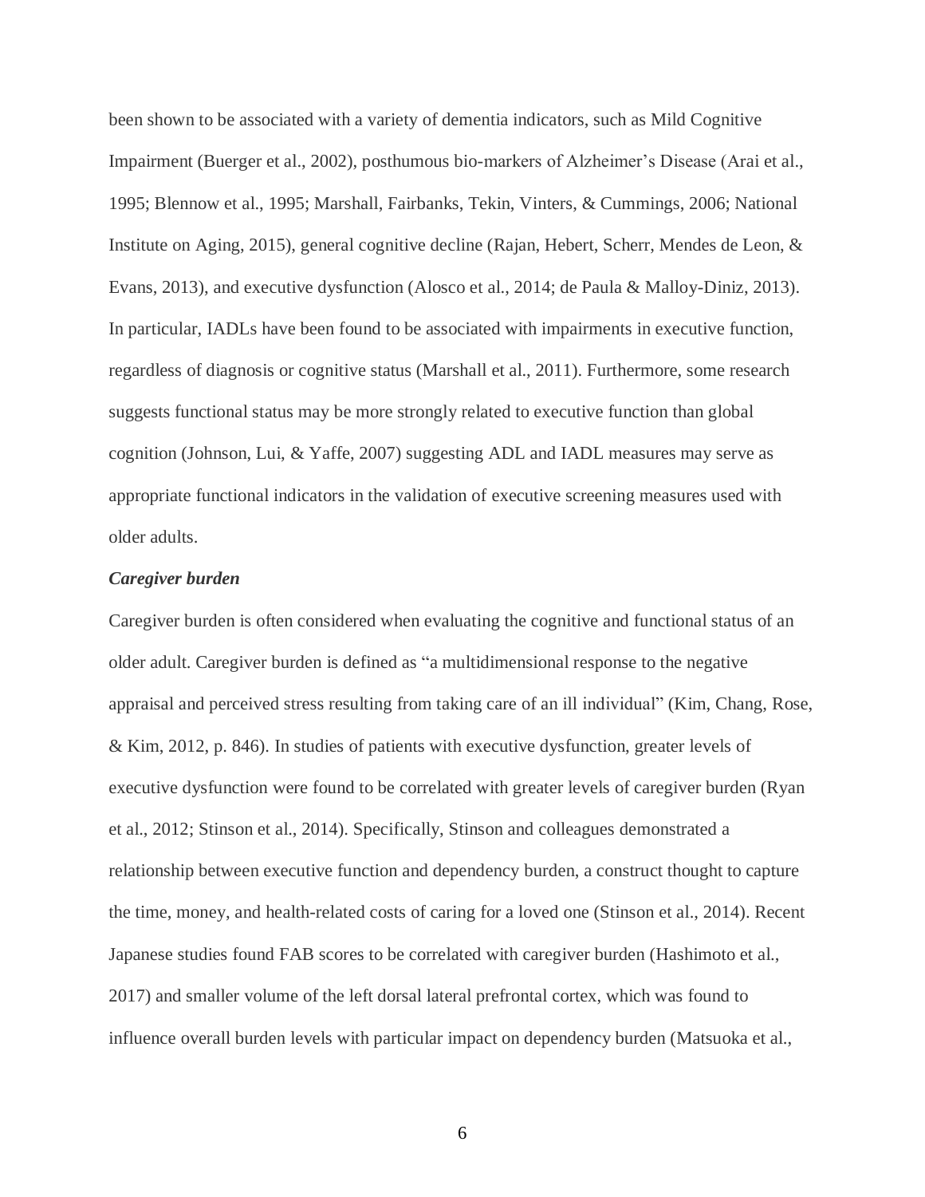been shown to be associated with a variety of dementia indicators, such as Mild Cognitive Impairment (Buerger et al., 2002), posthumous bio-markers of Alzheimer's Disease (Arai et al., 1995; Blennow et al., 1995; Marshall, Fairbanks, Tekin, Vinters, & Cummings, 2006; National Institute on Aging, 2015), general cognitive decline (Rajan, Hebert, Scherr, Mendes de Leon, & Evans, 2013), and executive dysfunction (Alosco et al., 2014; de Paula & Malloy-Diniz, 2013). In particular, IADLs have been found to be associated with impairments in executive function, regardless of diagnosis or cognitive status (Marshall et al., 2011). Furthermore, some research suggests functional status may be more strongly related to executive function than global cognition (Johnson, Lui, & Yaffe, 2007) suggesting ADL and IADL measures may serve as appropriate functional indicators in the validation of executive screening measures used with older adults.

***Caregiver burden***

Caregiver burden is often considered when evaluating the cognitive and functional status of an older adult. Caregiver burden is defined as "a multidimensional response to the negative appraisal and perceived stress resulting from taking care of an ill individual" (Kim, Chang, Rose, & Kim, 2012, p. 846). In studies of patients with executive dysfunction, greater levels of executive dysfunction were found to be correlated with greater levels of caregiver burden (Ryan et al., 2012; Stinson et al., 2014). Specifically, Stinson and colleagues demonstrated a relationship between executive function and dependency burden, a construct thought to capture the time, money, and health-related costs of caring for a loved one (Stinson et al., 2014). Recent Japanese studies found FAB scores to be correlated with caregiver burden (Hashimoto et al., 2017) and smaller volume of the left dorsal lateral prefrontal cortex, which was found to influence overall burden levels with particular impact on dependency burden (Matsuoka et al.,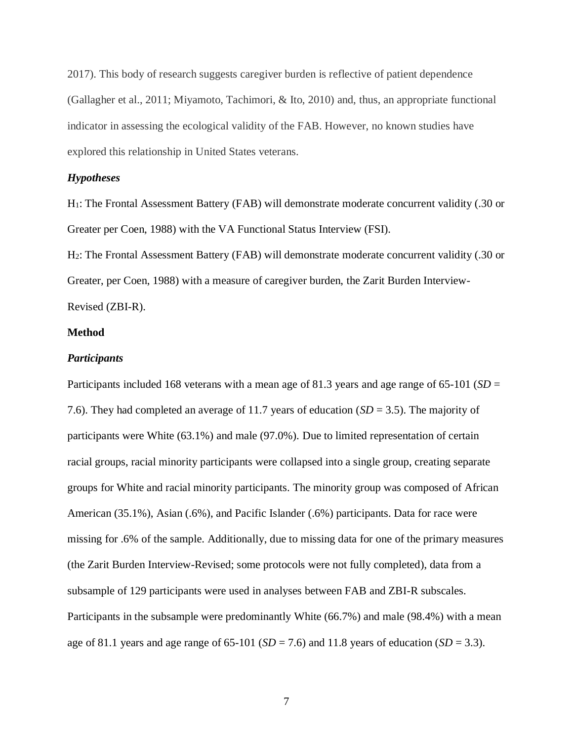2017). This body of research suggests caregiver burden is reflective of patient dependence (Gallagher et al., 2011; Miyamoto, Tachimori, & Ito, 2010) and, thus, an appropriate functional indicator in assessing the ecological validity of the FAB. However, no known studies have explored this relationship in United States veterans.

### *Hypotheses*

$H_1$: The Frontal Assessment Battery (FAB) will demonstrate moderate concurrent validity (.30 or Greater per Coen, 1988) with the VA Functional Status Interview (FSI).

$H_2$: The Frontal Assessment Battery (FAB) will demonstrate moderate concurrent validity (.30 or Greater, per Coen, 1988) with a measure of caregiver burden, the Zarit Burden Interview-Revised (ZBI-R).

## Method

### *Participants*

Participants included 168 veterans with a mean age of 81.3 years and age range of 65-101 (*SD* = 7.6). They had completed an average of 11.7 years of education (*SD* = 3.5). The majority of participants were White (63.1%) and male (97.0%). Due to limited representation of certain racial groups, racial minority participants were collapsed into a single group, creating separate groups for White and racial minority participants. The minority group was composed of African American (35.1%), Asian (.6%), and Pacific Islander (.6%) participants. Data for race were missing for .6% of the sample. Additionally, due to missing data for one of the primary measures (the Zarit Burden Interview-Revised; some protocols were not fully completed), data from a subsample of 129 participants were used in analyses between FAB and ZBI-R subscales. Participants in the subsample were predominantly White (66.7%) and male (98.4%) with a mean age of 81.1 years and age range of 65-101 (*SD* = 7.6) and 11.8 years of education (*SD* = 3.3).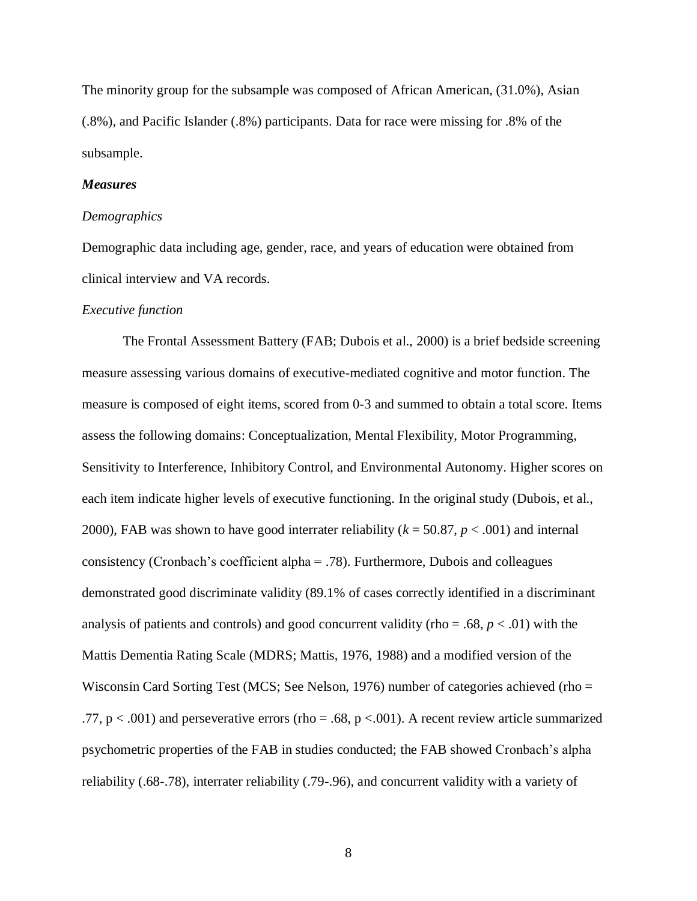The minority group for the subsample was composed of African American, (31.0%), Asian (.8%), and Pacific Islander (.8%) participants. Data for race were missing for .8% of the subsample.

### ***Measures***

#### *Demographics*

Demographic data including age, gender, race, and years of education were obtained from clinical interview and VA records.

#### *Executive function*

The Frontal Assessment Battery (FAB; Dubois et al., 2000) is a brief bedside screening measure assessing various domains of executive-mediated cognitive and motor function. The measure is composed of eight items, scored from 0-3 and summed to obtain a total score. Items assess the following domains: Conceptualization, Mental Flexibility, Motor Programming, Sensitivity to Interference, Inhibitory Control, and Environmental Autonomy. Higher scores on each item indicate higher levels of executive functioning. In the original study (Dubois, et al., 2000), FAB was shown to have good interrater reliability ($k = 50.87$, $p < .001$) and internal consistency (Cronbach's coefficient alpha = .78). Furthermore, Dubois and colleagues demonstrated good discriminate validity (89.1% of cases correctly identified in a discriminant analysis of patients and controls) and good concurrent validity (rho = .68, $p < .01$) with the Mattis Dementia Rating Scale (MDRS; Mattis, 1976, 1988) and a modified version of the Wisconsin Card Sorting Test (MCS; See Nelson, 1976) number of categories achieved (rho = .77, $p < .001$) and perseverative errors (rho = .68, $p < .001$). A recent review article summarized psychometric properties of the FAB in studies conducted; the FAB showed Cronbach's alpha reliability (.68-.78), interrater reliability (.79-.96), and concurrent validity with a variety of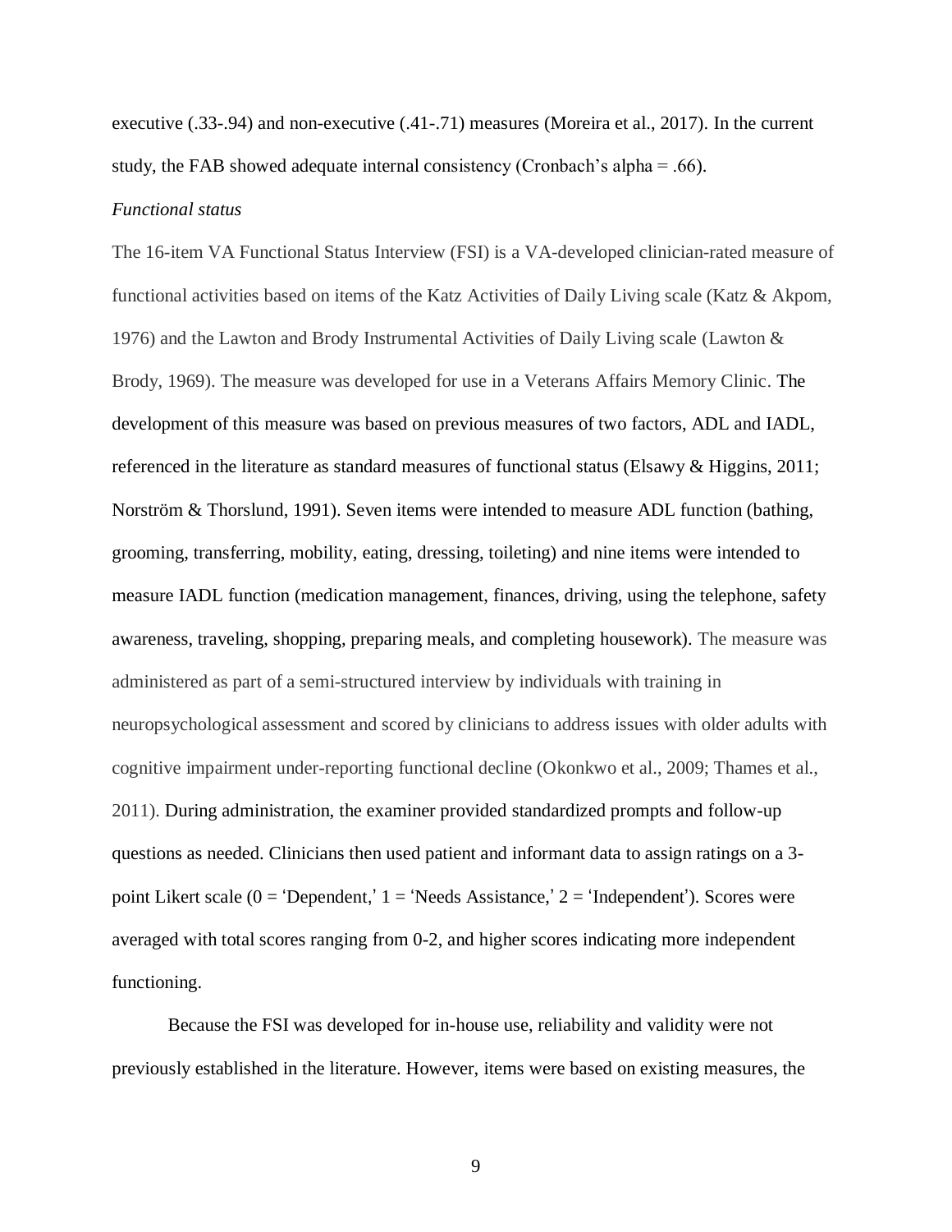executive (.33-.94) and non-executive (.41-.71) measures (Moreira et al., 2017). In the current study, the FAB showed adequate internal consistency (Cronbach's alpha = .66).

*Functional status*

The 16-item VA Functional Status Interview (FSI) is a VA-developed clinician-rated measure of functional activities based on items of the Katz Activities of Daily Living scale (Katz & Akpom, 1976) and the Lawton and Brody Instrumental Activities of Daily Living scale (Lawton & Brody, 1969). The measure was developed for use in a Veterans Affairs Memory Clinic. The development of this measure was based on previous measures of two factors, ADL and IADL, referenced in the literature as standard measures of functional status (Elsawy & Higgins, 2011; Norström & Thorslund, 1991). Seven items were intended to measure ADL function (bathing, grooming, transferring, mobility, eating, dressing, toileting) and nine items were intended to measure IADL function (medication management, finances, driving, using the telephone, safety awareness, traveling, shopping, preparing meals, and completing housework). The measure was administered as part of a semi-structured interview by individuals with training in neuropsychological assessment and scored by clinicians to address issues with older adults with cognitive impairment under-reporting functional decline (Okonkwo et al., 2009; Thames et al., 2011). During administration, the examiner provided standardized prompts and follow-up questions as needed. Clinicians then used patient and informant data to assign ratings on a 3-point Likert scale (0 = 'Dependent,' 1 = 'Needs Assistance,' 2 = 'Independent'). Scores were averaged with total scores ranging from 0-2, and higher scores indicating more independent functioning.

Because the FSI was developed for in-house use, reliability and validity were not previously established in the literature. However, items were based on existing measures, the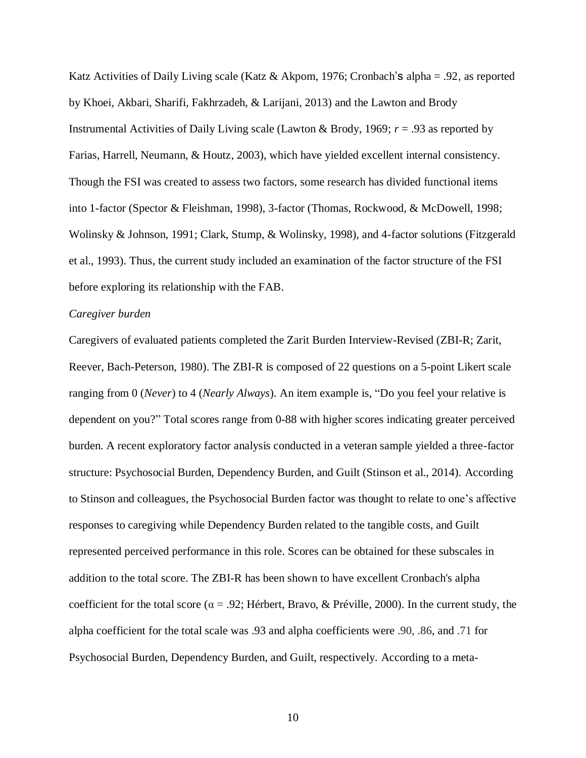Katz Activities of Daily Living scale (Katz & Akpom, 1976; Cronbach's alpha = .92, as reported by Khoei, Akbari, Sharifi, Fakhrzadeh, & Larijani, 2013) and the Lawton and Brody Instrumental Activities of Daily Living scale (Lawton & Brody, 1969; $r$ = .93 as reported by Farias, Harrell, Neumann, & Houtz, 2003), which have yielded excellent internal consistency. Though the FSI was created to assess two factors, some research has divided functional items into 1-factor (Spector & Fleishman, 1998), 3-factor (Thomas, Rockwood, & McDowell, 1998; Wolinsky & Johnson, 1991; Clark, Stump, & Wolinsky, 1998), and 4-factor solutions (Fitzgerald et al., 1993). Thus, the current study included an examination of the factor structure of the FSI before exploring its relationship with the FAB.

*Caregiver burden*

Caregivers of evaluated patients completed the Zarit Burden Interview-Revised (ZBI-R; Zarit, Reever, Bach-Peterson, 1980). The ZBI-R is composed of 22 questions on a 5-point Likert scale ranging from 0 (*Never*) to 4 (*Nearly Always*). An item example is, "Do you feel your relative is dependent on you?" Total scores range from 0-88 with higher scores indicating greater perceived burden. A recent exploratory factor analysis conducted in a veteran sample yielded a three-factor structure: Psychosocial Burden, Dependency Burden, and Guilt (Stinson et al., 2014). According to Stinson and colleagues, the Psychosocial Burden factor was thought to relate to one's affective responses to caregiving while Dependency Burden related to the tangible costs, and Guilt represented perceived performance in this role. Scores can be obtained for these subscales in addition to the total score. The ZBI-R has been shown to have excellent Cronbach's alpha coefficient for the total score ($\alpha$ = .92; Hérbert, Bravo, & Préville, 2000). In the current study, the alpha coefficient for the total scale was .93 and alpha coefficients were .90, .86, and .71 for Psychosocial Burden, Dependency Burden, and Guilt, respectively. According to a meta-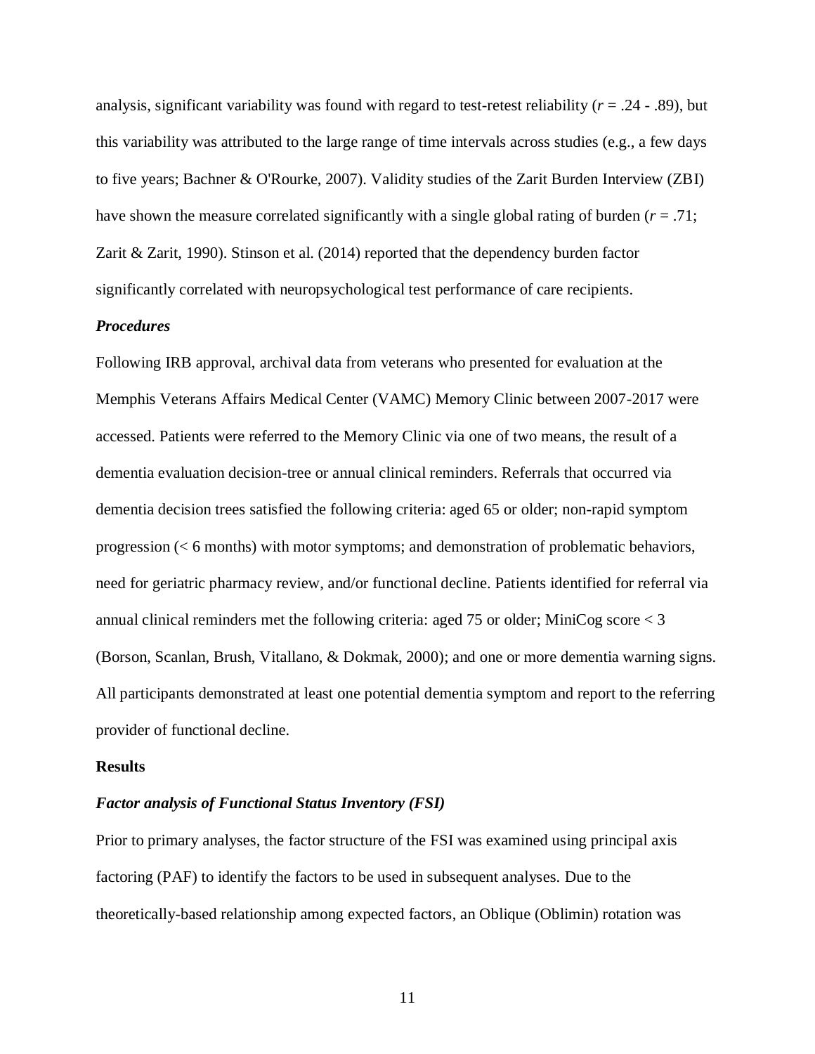analysis, significant variability was found with regard to test-retest reliability (*r* = .24 - .89), but this variability was attributed to the large range of time intervals across studies (e.g., a few days to five years; Bachner & O'Rourke, 2007). Validity studies of the Zarit Burden Interview (ZBI) have shown the measure correlated significantly with a single global rating of burden (*r* = .71; Zarit & Zarit, 1990). Stinson et al. (2014) reported that the dependency burden factor significantly correlated with neuropsychological test performance of care recipients.

### *Procedures*

Following IRB approval, archival data from veterans who presented for evaluation at the Memphis Veterans Affairs Medical Center (VAMC) Memory Clinic between 2007-2017 were accessed. Patients were referred to the Memory Clinic via one of two means, the result of a dementia evaluation decision-tree or annual clinical reminders. Referrals that occurred via dementia decision trees satisfied the following criteria: aged 65 or older; non-rapid symptom progression (< 6 months) with motor symptoms; and demonstration of problematic behaviors, need for geriatric pharmacy review, and/or functional decline. Patients identified for referral via annual clinical reminders met the following criteria: aged 75 or older; MiniCog score < 3 (Borson, Scanlan, Brush, Vitallano, & Dokmak, 2000); and one or more dementia warning signs. All participants demonstrated at least one potential dementia symptom and report to the referring provider of functional decline.

## Results

### *Factor analysis of Functional Status Inventory (FSI)*

Prior to primary analyses, the factor structure of the FSI was examined using principal axis factoring (PAF) to identify the factors to be used in subsequent analyses. Due to the theoretically-based relationship among expected factors, an Oblique (Oblimin) rotation was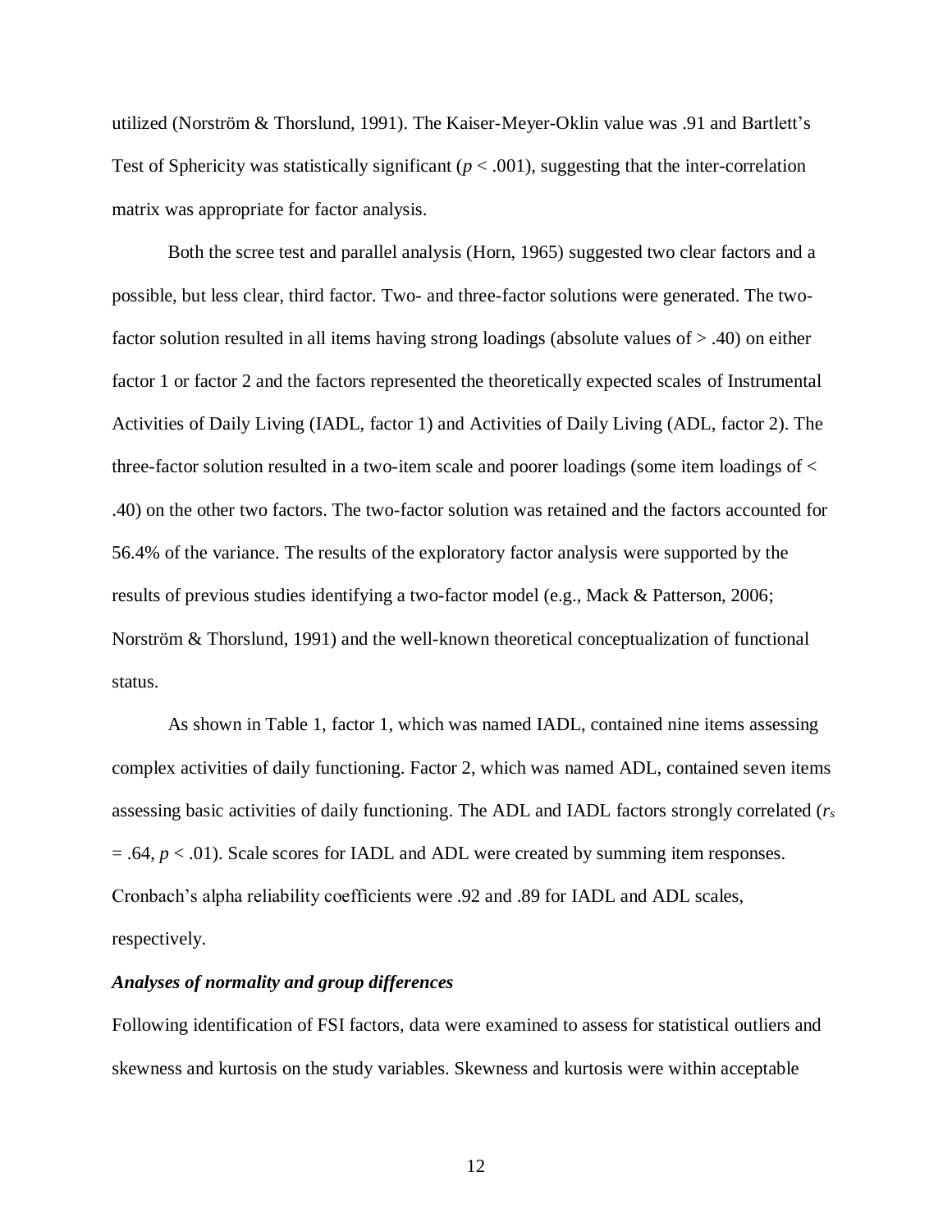utilized (Norström & Thorslund, 1991). The Kaiser-Meyer-Oklin value was .91 and Bartlett's Test of Sphericity was statistically significant ($p < .001$), suggesting that the inter-correlation matrix was appropriate for factor analysis.

Both the scree test and parallel analysis (Horn, 1965) suggested two clear factors and a possible, but less clear, third factor. Two- and three-factor solutions were generated. The two-factor solution resulted in all items having strong loadings (absolute values of > .40) on either factor 1 or factor 2 and the factors represented the theoretically expected scales of Instrumental Activities of Daily Living (IADL, factor 1) and Activities of Daily Living (ADL, factor 2). The three-factor solution resulted in a two-item scale and poorer loadings (some item loadings of < .40) on the other two factors. The two-factor solution was retained and the factors accounted for 56.4% of the variance. The results of the exploratory factor analysis were supported by the results of previous studies identifying a two-factor model (e.g., Mack & Patterson, 2006; Norström & Thorslund, 1991) and the well-known theoretical conceptualization of functional status.

As shown in Table 1, factor 1, which was named IADL, contained nine items assessing complex activities of daily functioning. Factor 2, which was named ADL, contained seven items assessing basic activities of daily functioning. The ADL and IADL factors strongly correlated ($r_s = .64$, $p < .01$). Scale scores for IADL and ADL were created by summing item responses. Cronbach's alpha reliability coefficients were .92 and .89 for IADL and ADL scales, respectively.

### *Analyses of normality and group differences*

Following identification of FSI factors, data were examined to assess for statistical outliers and skewness and kurtosis on the study variables. Skewness and kurtosis were within acceptable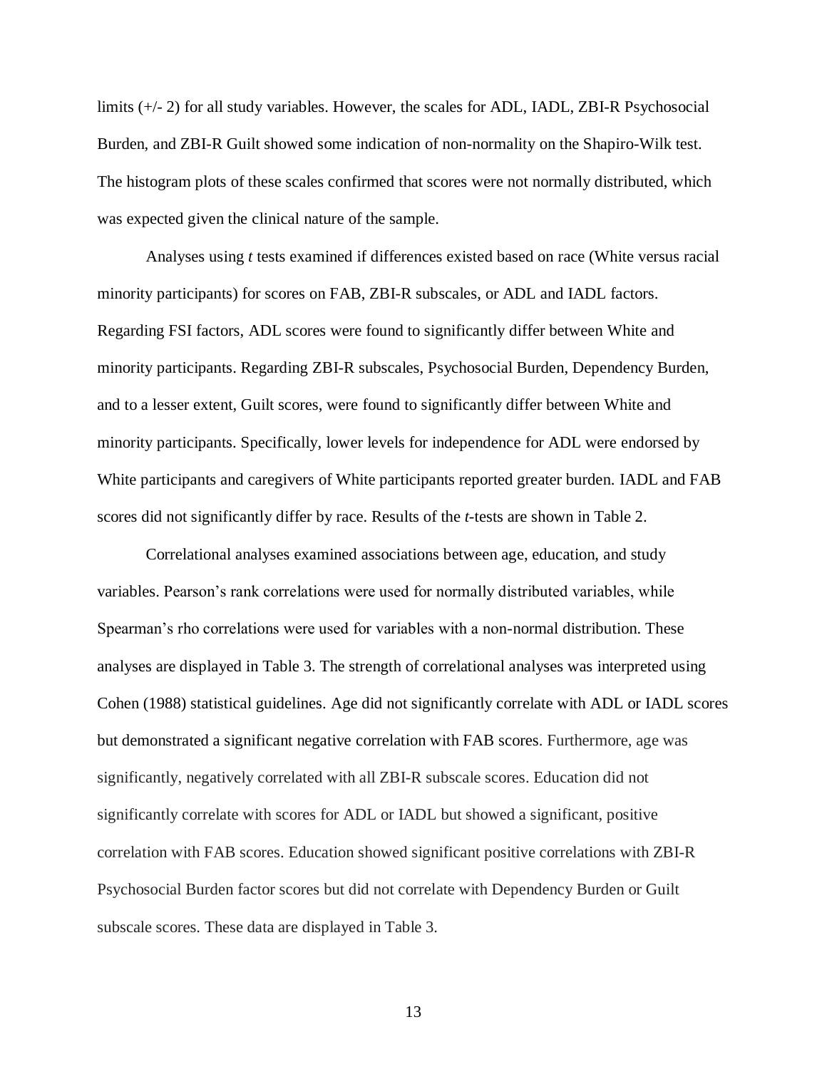limits (+/- 2) for all study variables. However, the scales for ADL, IADL, ZBI-R Psychosocial Burden, and ZBI-R Guilt showed some indication of non-normality on the Shapiro-Wilk test. The histogram plots of these scales confirmed that scores were not normally distributed, which was expected given the clinical nature of the sample.

Analyses using *t* tests examined if differences existed based on race (White versus racial minority participants) for scores on FAB, ZBI-R subscales, or ADL and IADL factors. Regarding FSI factors, ADL scores were found to significantly differ between White and minority participants. Regarding ZBI-R subscales, Psychosocial Burden, Dependency Burden, and to a lesser extent, Guilt scores, were found to significantly differ between White and minority participants. Specifically, lower levels for independence for ADL were endorsed by White participants and caregivers of White participants reported greater burden. IADL and FAB scores did not significantly differ by race. Results of the *t*-tests are shown in Table 2.

Correlational analyses examined associations between age, education, and study variables. Pearson's rank correlations were used for normally distributed variables, while Spearman's rho correlations were used for variables with a non-normal distribution. These analyses are displayed in Table 3. The strength of correlational analyses was interpreted using Cohen (1988) statistical guidelines. Age did not significantly correlate with ADL or IADL scores but demonstrated a significant negative correlation with FAB scores. Furthermore, age was significantly, negatively correlated with all ZBI-R subscale scores. Education did not significantly correlate with scores for ADL or IADL but showed a significant, positive correlation with FAB scores. Education showed significant positive correlations with ZBI-R Psychosocial Burden factor scores but did not correlate with Dependency Burden or Guilt subscale scores. These data are displayed in Table 3.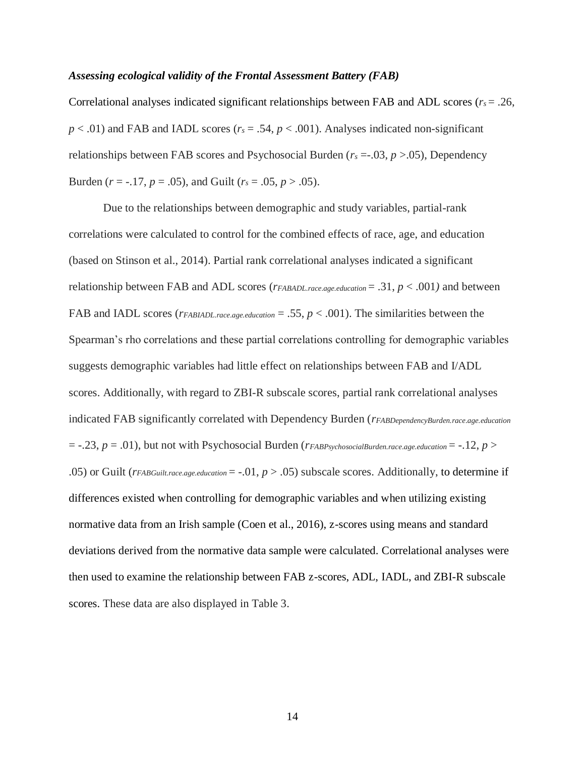***Assessing ecological validity of the Frontal Assessment Battery (FAB)***

Correlational analyses indicated significant relationships between FAB and ADL scores ($r_s = .26$, $p < .01$) and FAB and IADL scores ($r_s = .54$, $p < .001$). Analyses indicated non-significant relationships between FAB scores and Psychosocial Burden ($r_s = -.03$, $p > .05$), Dependency Burden ($r = -.17$, $p = .05$), and Guilt ($r_s = .05$, $p > .05$).

Due to the relationships between demographic and study variables, partial-rank correlations were calculated to control for the combined effects of race, age, and education (based on Stinson et al., 2014). Partial rank correlational analyses indicated a significant relationship between FAB and ADL scores ($r_{FABADL.race.age.education} = .31$, $p < .001$) and between FAB and IADL scores ($r_{FABIADL.race.age.education} = .55$, $p < .001$). The similarities between the Spearman's rho correlations and these partial correlations controlling for demographic variables suggests demographic variables had little effect on relationships between FAB and I/ADL scores. Additionally, with regard to ZBI-R subscale scores, partial rank correlational analyses indicated FAB significantly correlated with Dependency Burden ($r_{FABDependencyBurden.race.age.education} = -.23$, $p = .01$), but not with Psychosocial Burden ($r_{FABPsychosocialBurden.race.age.education} = -.12$, $p > .05$) or Guilt ($r_{FABGuilt.race.age.education} = -.01$, $p > .05$) subscale scores. Additionally, to determine if differences existed when controlling for demographic variables and when utilizing existing normative data from an Irish sample (Coen et al., 2016), z-scores using means and standard deviations derived from the normative data sample were calculated. Correlational analyses were then used to examine the relationship between FAB z-scores, ADL, IADL, and ZBI-R subscale scores. These data are also displayed in Table 3.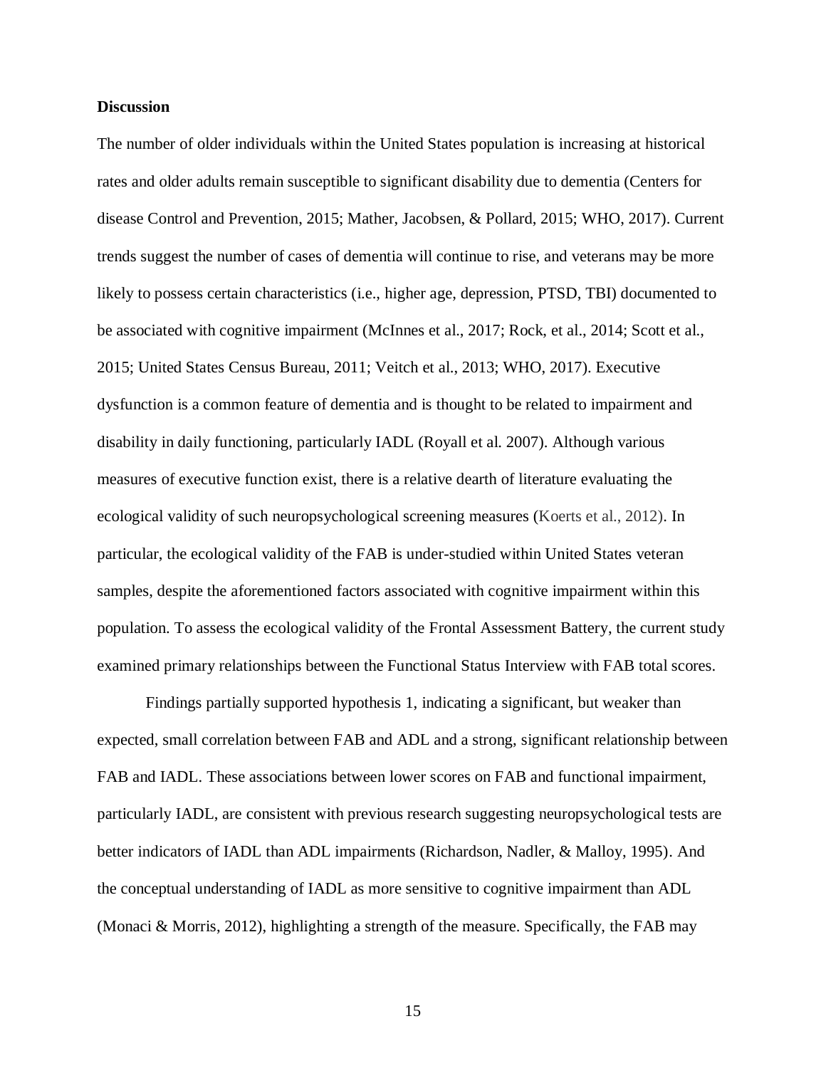**Discussion**

The number of older individuals within the United States population is increasing at historical rates and older adults remain susceptible to significant disability due to dementia (Centers for disease Control and Prevention, 2015; Mather, Jacobsen, & Pollard, 2015; WHO, 2017). Current trends suggest the number of cases of dementia will continue to rise, and veterans may be more likely to possess certain characteristics (i.e., higher age, depression, PTSD, TBI) documented to be associated with cognitive impairment (McInnes et al., 2017; Rock, et al., 2014; Scott et al., 2015; United States Census Bureau, 2011; Veitch et al., 2013; WHO, 2017). Executive dysfunction is a common feature of dementia and is thought to be related to impairment and disability in daily functioning, particularly IADL (Royall et al. 2007). Although various measures of executive function exist, there is a relative dearth of literature evaluating the ecological validity of such neuropsychological screening measures (Koerts et al., 2012). In particular, the ecological validity of the FAB is under-studied within United States veteran samples, despite the aforementioned factors associated with cognitive impairment within this population. To assess the ecological validity of the Frontal Assessment Battery, the current study examined primary relationships between the Functional Status Interview with FAB total scores.

Findings partially supported hypothesis 1, indicating a significant, but weaker than expected, small correlation between FAB and ADL and a strong, significant relationship between FAB and IADL. These associations between lower scores on FAB and functional impairment, particularly IADL, are consistent with previous research suggesting neuropsychological tests are better indicators of IADL than ADL impairments (Richardson, Nadler, & Malloy, 1995). And the conceptual understanding of IADL as more sensitive to cognitive impairment than ADL (Monaci & Morris, 2012), highlighting a strength of the measure. Specifically, the FAB may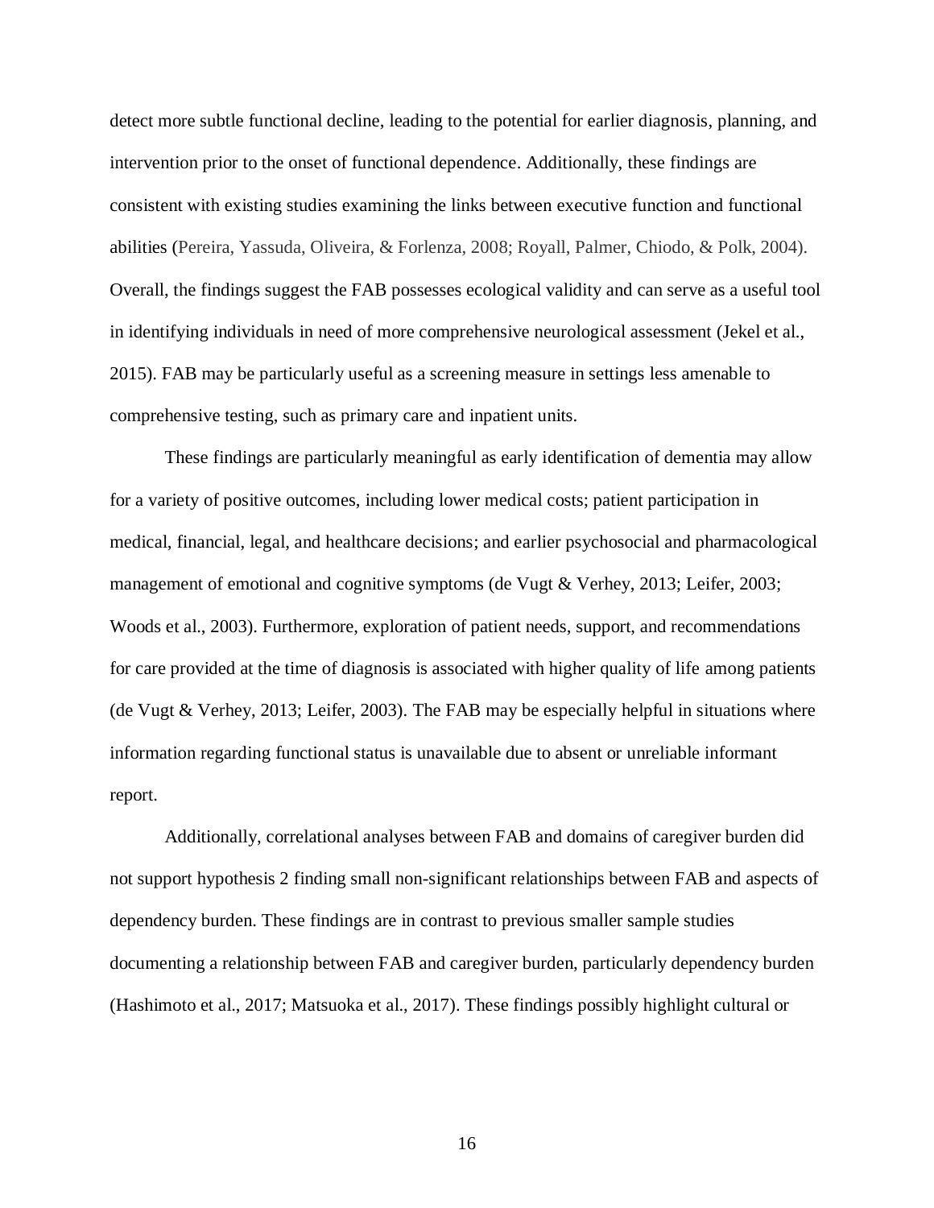detect more subtle functional decline, leading to the potential for earlier diagnosis, planning, and intervention prior to the onset of functional dependence. Additionally, these findings are consistent with existing studies examining the links between executive function and functional abilities (Pereira, Yassuda, Oliveira, & Forlenza, 2008; Royall, Palmer, Chiodo, & Polk, 2004). Overall, the findings suggest the FAB possesses ecological validity and can serve as a useful tool in identifying individuals in need of more comprehensive neurological assessment (Jekel et al., 2015). FAB may be particularly useful as a screening measure in settings less amenable to comprehensive testing, such as primary care and inpatient units.

These findings are particularly meaningful as early identification of dementia may allow for a variety of positive outcomes, including lower medical costs; patient participation in medical, financial, legal, and healthcare decisions; and earlier psychosocial and pharmacological management of emotional and cognitive symptoms (de Vugt & Verhey, 2013; Leifer, 2003; Woods et al., 2003). Furthermore, exploration of patient needs, support, and recommendations for care provided at the time of diagnosis is associated with higher quality of life among patients (de Vugt & Verhey, 2013; Leifer, 2003). The FAB may be especially helpful in situations where information regarding functional status is unavailable due to absent or unreliable informant report.

Additionally, correlational analyses between FAB and domains of caregiver burden did not support hypothesis 2 finding small non-significant relationships between FAB and aspects of dependency burden. These findings are in contrast to previous smaller sample studies documenting a relationship between FAB and caregiver burden, particularly dependency burden (Hashimoto et al., 2017; Matsuoka et al., 2017). These findings possibly highlight cultural or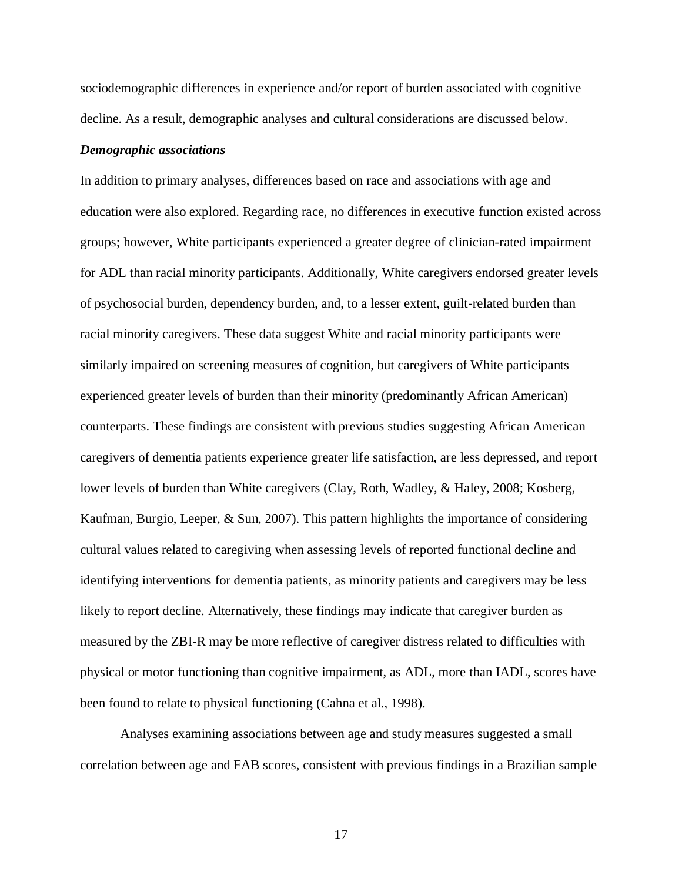sociodemographic differences in experience and/or report of burden associated with cognitive decline. As a result, demographic analyses and cultural considerations are discussed below.

***Demographic associations***

In addition to primary analyses, differences based on race and associations with age and education were also explored. Regarding race, no differences in executive function existed across groups; however, White participants experienced a greater degree of clinician-rated impairment for ADL than racial minority participants. Additionally, White caregivers endorsed greater levels of psychosocial burden, dependency burden, and, to a lesser extent, guilt-related burden than racial minority caregivers. These data suggest White and racial minority participants were similarly impaired on screening measures of cognition, but caregivers of White participants experienced greater levels of burden than their minority (predominantly African American) counterparts. These findings are consistent with previous studies suggesting African American caregivers of dementia patients experience greater life satisfaction, are less depressed, and report lower levels of burden than White caregivers (Clay, Roth, Wadley, & Haley, 2008; Kosberg, Kaufman, Burgio, Leeper, & Sun, 2007). This pattern highlights the importance of considering cultural values related to caregiving when assessing levels of reported functional decline and identifying interventions for dementia patients, as minority patients and caregivers may be less likely to report decline. Alternatively, these findings may indicate that caregiver burden as measured by the ZBI-R may be more reflective of caregiver distress related to difficulties with physical or motor functioning than cognitive impairment, as ADL, more than IADL, scores have been found to relate to physical functioning (Cahna et al., 1998).

Analyses examining associations between age and study measures suggested a small correlation between age and FAB scores, consistent with previous findings in a Brazilian sample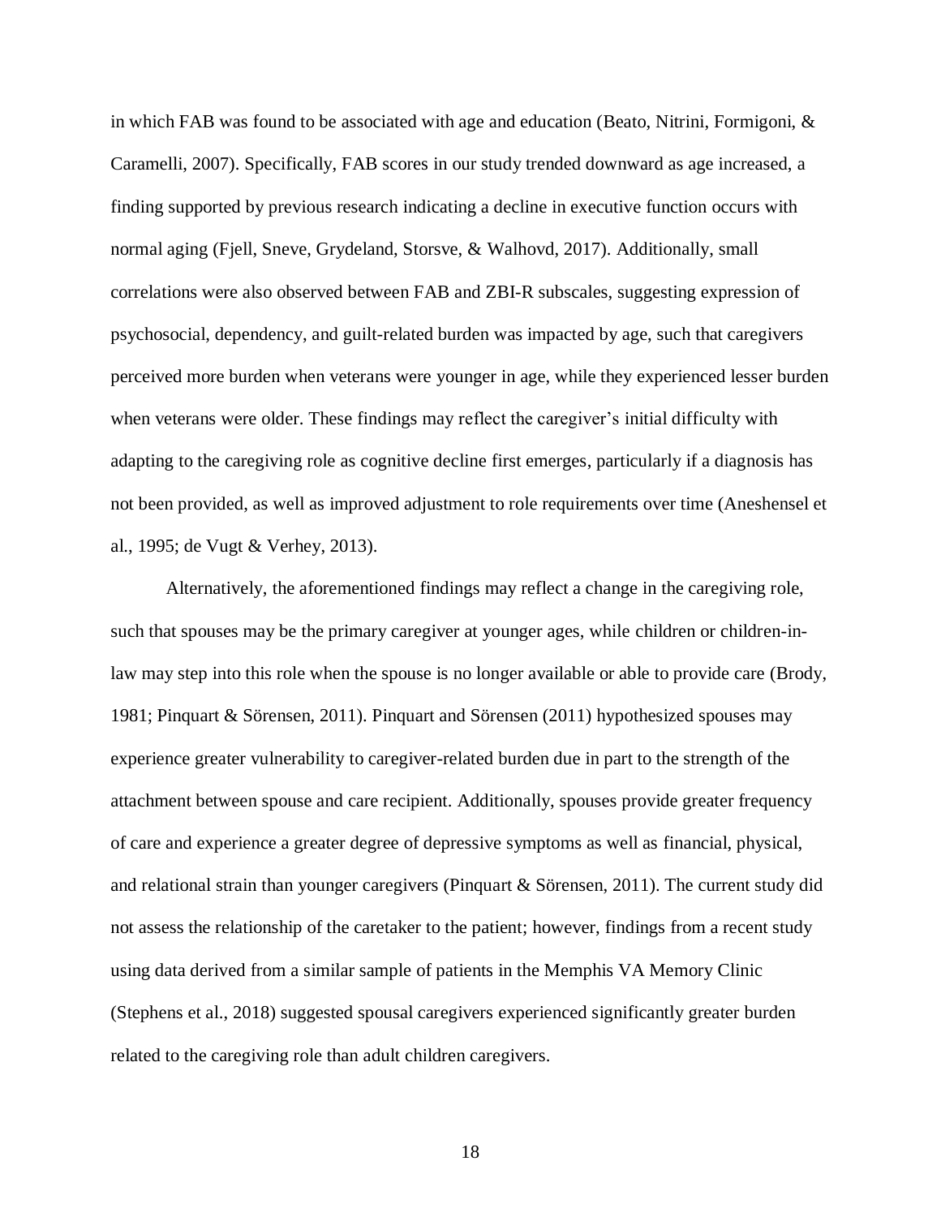in which FAB was found to be associated with age and education (Beato, Nitrini, Formigoni, & Caramelli, 2007). Specifically, FAB scores in our study trended downward as age increased, a finding supported by previous research indicating a decline in executive function occurs with normal aging (Fjell, Sneve, Grydeland, Storsve, & Walhovd, 2017). Additionally, small correlations were also observed between FAB and ZBI-R subscales, suggesting expression of psychosocial, dependency, and guilt-related burden was impacted by age, such that caregivers perceived more burden when veterans were younger in age, while they experienced lesser burden when veterans were older. These findings may reflect the caregiver's initial difficulty with adapting to the caregiving role as cognitive decline first emerges, particularly if a diagnosis has not been provided, as well as improved adjustment to role requirements over time (Aneshensel et al., 1995; de Vugt & Verhey, 2013).

Alternatively, the aforementioned findings may reflect a change in the caregiving role, such that spouses may be the primary caregiver at younger ages, while children or children-in-law may step into this role when the spouse is no longer available or able to provide care (Brody, 1981; Pinquart & Sörensen, 2011). Pinquart and Sörensen (2011) hypothesized spouses may experience greater vulnerability to caregiver-related burden due in part to the strength of the attachment between spouse and care recipient. Additionally, spouses provide greater frequency of care and experience a greater degree of depressive symptoms as well as financial, physical, and relational strain than younger caregivers (Pinquart & Sörensen, 2011). The current study did not assess the relationship of the caretaker to the patient; however, findings from a recent study using data derived from a similar sample of patients in the Memphis VA Memory Clinic (Stephens et al., 2018) suggested spousal caregivers experienced significantly greater burden related to the caregiving role than adult children caregivers.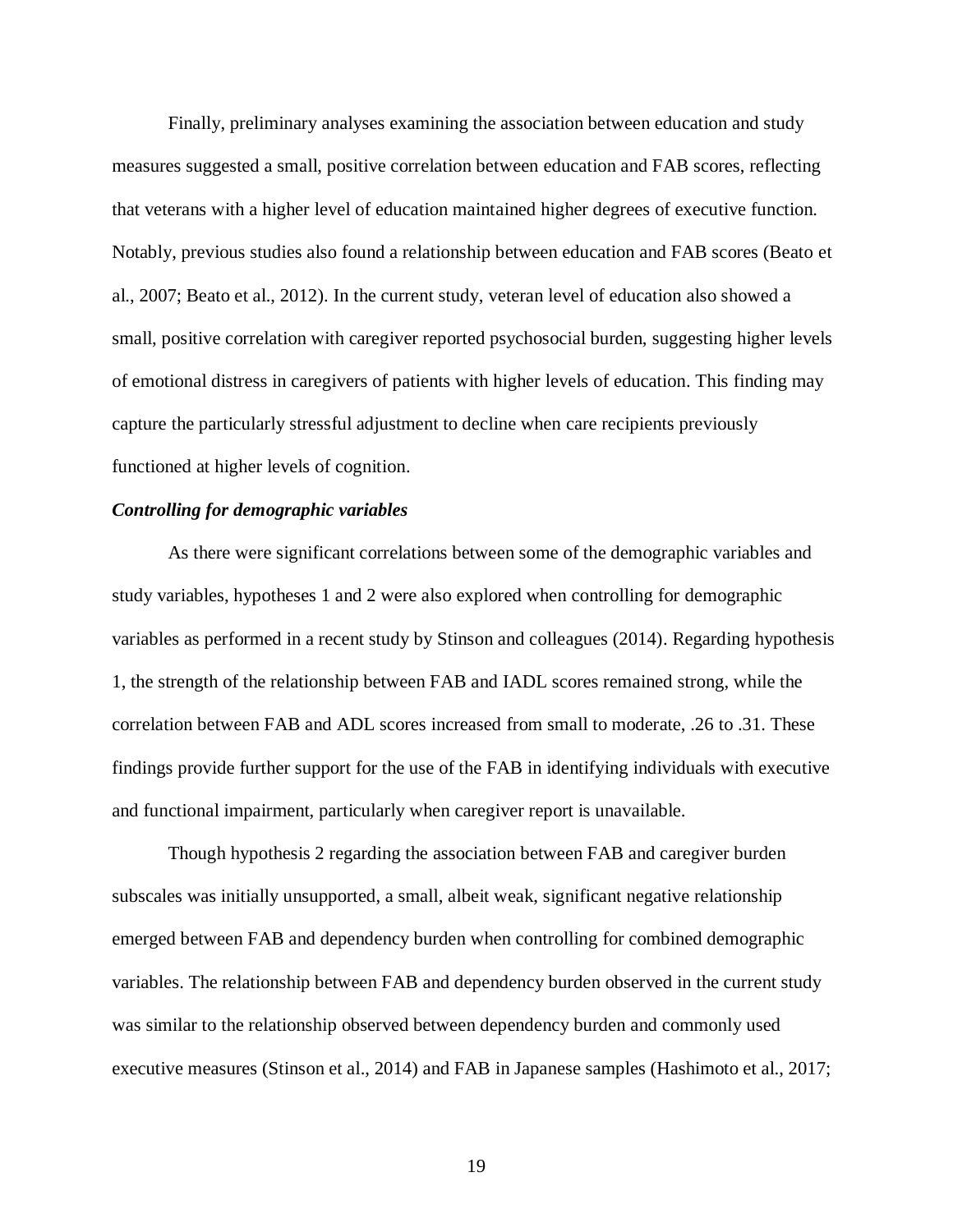Finally, preliminary analyses examining the association between education and study measures suggested a small, positive correlation between education and FAB scores, reflecting that veterans with a higher level of education maintained higher degrees of executive function. Notably, previous studies also found a relationship between education and FAB scores (Beato et al., 2007; Beato et al., 2012). In the current study, veteran level of education also showed a small, positive correlation with caregiver reported psychosocial burden, suggesting higher levels of emotional distress in caregivers of patients with higher levels of education. This finding may capture the particularly stressful adjustment to decline when care recipients previously functioned at higher levels of cognition.

***Controlling for demographic variables***

As there were significant correlations between some of the demographic variables and study variables, hypotheses 1 and 2 were also explored when controlling for demographic variables as performed in a recent study by Stinson and colleagues (2014). Regarding hypothesis 1, the strength of the relationship between FAB and IADL scores remained strong, while the correlation between FAB and ADL scores increased from small to moderate, .26 to .31. These findings provide further support for the use of the FAB in identifying individuals with executive and functional impairment, particularly when caregiver report is unavailable.

Though hypothesis 2 regarding the association between FAB and caregiver burden subscales was initially unsupported, a small, albeit weak, significant negative relationship emerged between FAB and dependency burden when controlling for combined demographic variables. The relationship between FAB and dependency burden observed in the current study was similar to the relationship observed between dependency burden and commonly used executive measures (Stinson et al., 2014) and FAB in Japanese samples (Hashimoto et al., 2017;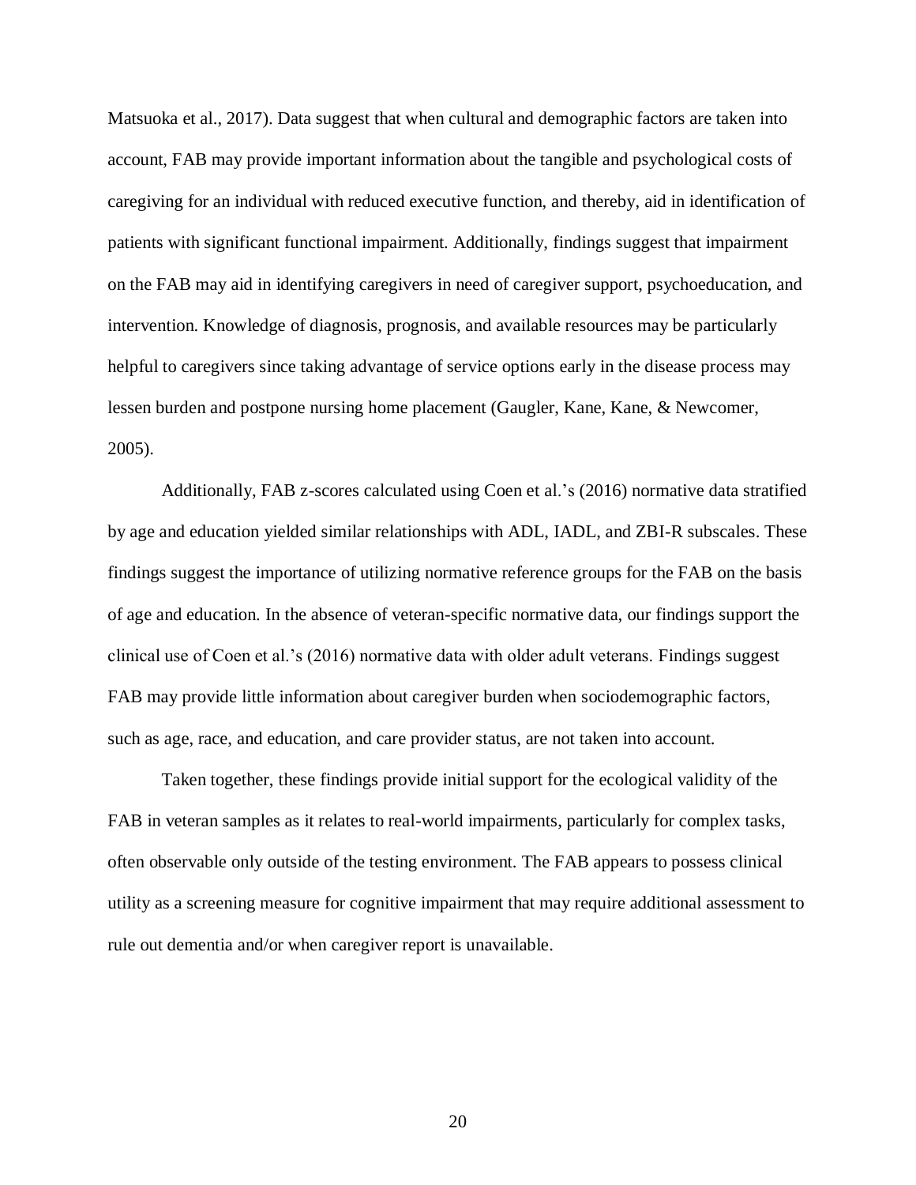Matsuoka et al., 2017). Data suggest that when cultural and demographic factors are taken into account, FAB may provide important information about the tangible and psychological costs of caregiving for an individual with reduced executive function, and thereby, aid in identification of patients with significant functional impairment. Additionally, findings suggest that impairment on the FAB may aid in identifying caregivers in need of caregiver support, psychoeducation, and intervention. Knowledge of diagnosis, prognosis, and available resources may be particularly helpful to caregivers since taking advantage of service options early in the disease process may lessen burden and postpone nursing home placement (Gaugler, Kane, Kane, & Newcomer, 2005).

Additionally, FAB z-scores calculated using Coen et al.'s (2016) normative data stratified by age and education yielded similar relationships with ADL, IADL, and ZBI-R subscales. These findings suggest the importance of utilizing normative reference groups for the FAB on the basis of age and education. In the absence of veteran-specific normative data, our findings support the clinical use of Coen et al.'s (2016) normative data with older adult veterans. Findings suggest FAB may provide little information about caregiver burden when sociodemographic factors, such as age, race, and education, and care provider status, are not taken into account.

Taken together, these findings provide initial support for the ecological validity of the FAB in veteran samples as it relates to real-world impairments, particularly for complex tasks, often observable only outside of the testing environment. The FAB appears to possess clinical utility as a screening measure for cognitive impairment that may require additional assessment to rule out dementia and/or when caregiver report is unavailable.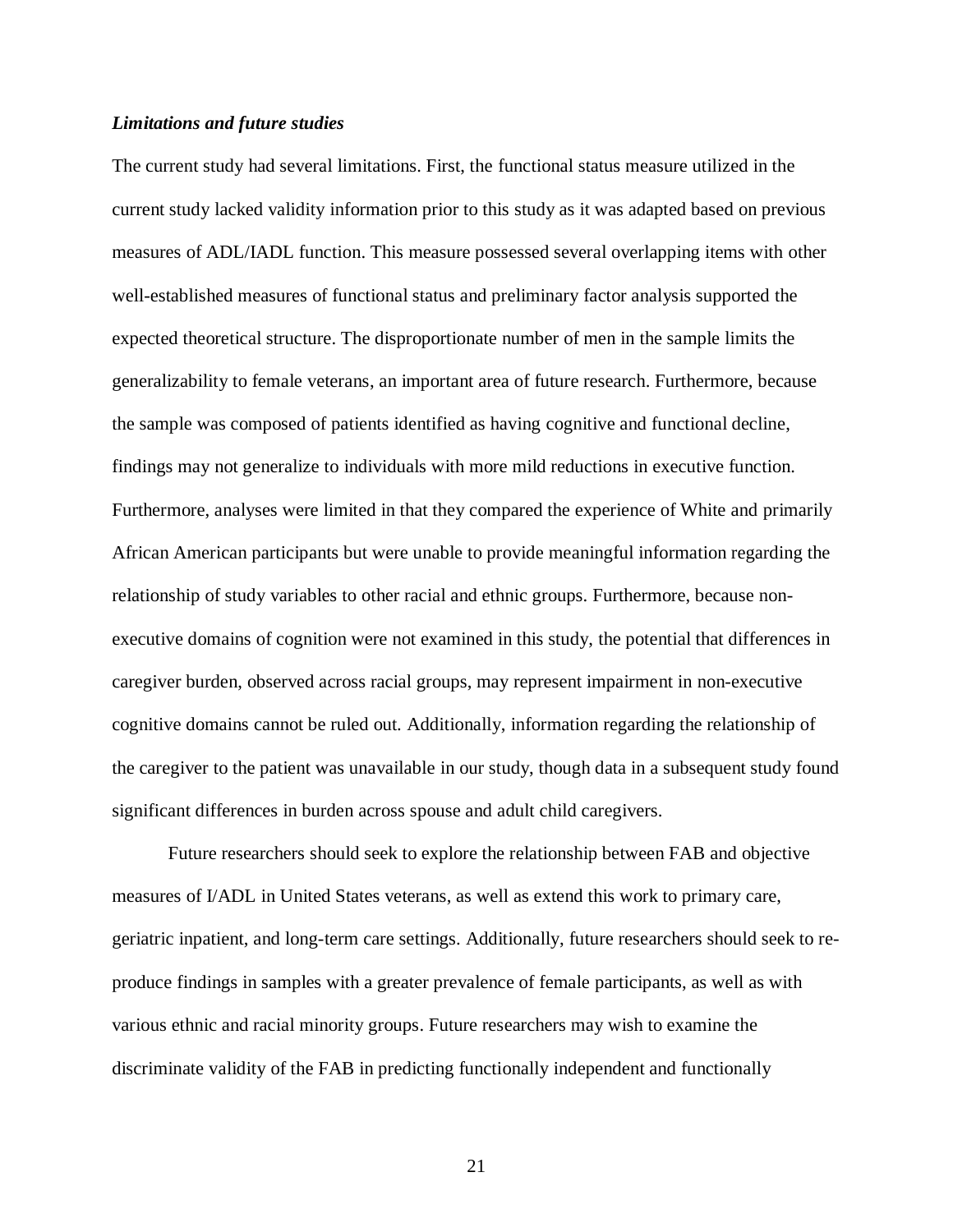***Limitations and future studies***

The current study had several limitations. First, the functional status measure utilized in the current study lacked validity information prior to this study as it was adapted based on previous measures of ADL/IADL function. This measure possessed several overlapping items with other well-established measures of functional status and preliminary factor analysis supported the expected theoretical structure. The disproportionate number of men in the sample limits the generalizability to female veterans, an important area of future research. Furthermore, because the sample was composed of patients identified as having cognitive and functional decline, findings may not generalize to individuals with more mild reductions in executive function. Furthermore, analyses were limited in that they compared the experience of White and primarily African American participants but were unable to provide meaningful information regarding the relationship of study variables to other racial and ethnic groups. Furthermore, because non-executive domains of cognition were not examined in this study, the potential that differences in caregiver burden, observed across racial groups, may represent impairment in non-executive cognitive domains cannot be ruled out. Additionally, information regarding the relationship of the caregiver to the patient was unavailable in our study, though data in a subsequent study found significant differences in burden across spouse and adult child caregivers.

Future researchers should seek to explore the relationship between FAB and objective measures of I/ADL in United States veterans, as well as extend this work to primary care, geriatric inpatient, and long-term care settings. Additionally, future researchers should seek to re-produce findings in samples with a greater prevalence of female participants, as well as with various ethnic and racial minority groups. Future researchers may wish to examine the discriminate validity of the FAB in predicting functionally independent and functionally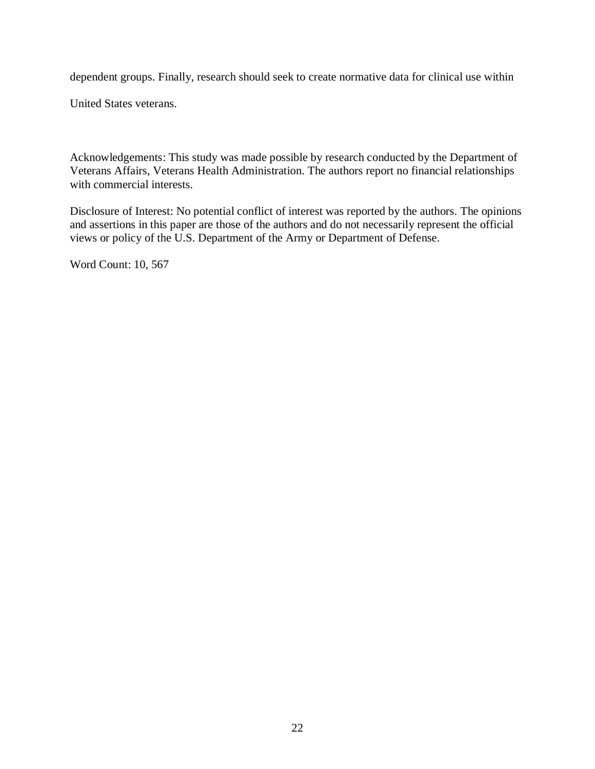dependent groups. Finally, research should seek to create normative data for clinical use within United States veterans.

Acknowledgements: This study was made possible by research conducted by the Department of Veterans Affairs, Veterans Health Administration. The authors report no financial relationships with commercial interests.

Disclosure of Interest: No potential conflict of interest was reported by the authors. The opinions and assertions in this paper are those of the authors and do not necessarily represent the official views or policy of the U.S. Department of the Army or Department of Defense.

Word Count: 10, 567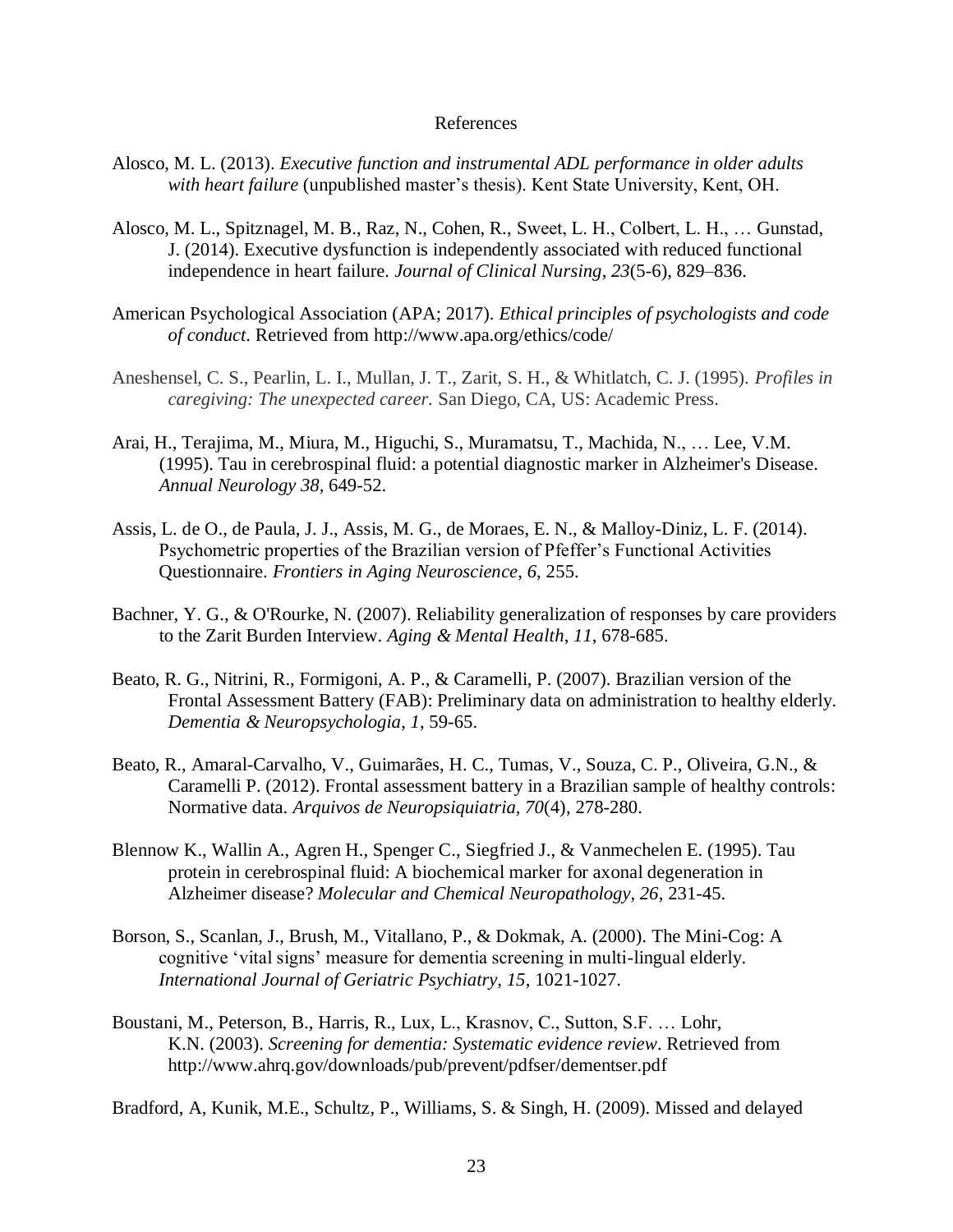# References

Alosco, M. L. (2013). *Executive function and instrumental ADL performance in older adults with heart failure* (unpublished master's thesis). Kent State University, Kent, OH.

Alosco, M. L., Spitznagel, M. B., Raz, N., Cohen, R., Sweet, L. H., Colbert, L. H., … Gunstad, J. (2014). Executive dysfunction is independently associated with reduced functional independence in heart failure. *Journal of Clinical Nursing*, *23*(5-6), 829–836.

American Psychological Association (APA; 2017). *Ethical principles of psychologists and code of conduct*. Retrieved from http://www.apa.org/ethics/code/

Aneshensel, C. S., Pearlin, L. I., Mullan, J. T., Zarit, S. H., & Whitlatch, C. J. (1995). *Profiles in caregiving: The unexpected career.* San Diego, CA, US: Academic Press.

Arai, H., Terajima, M., Miura, M., Higuchi, S., Muramatsu, T., Machida, N., … Lee, V.M. (1995). Tau in cerebrospinal fluid: a potential diagnostic marker in Alzheimer's Disease. *Annual Neurology 38*, 649-52.

Assis, L. de O., de Paula, J. J., Assis, M. G., de Moraes, E. N., & Malloy-Diniz, L. F. (2014). Psychometric properties of the Brazilian version of Pfeffer's Functional Activities Questionnaire. *Frontiers in Aging Neuroscience*, *6*, 255.

Bachner, Y. G., & O'Rourke, N. (2007). Reliability generalization of responses by care providers to the Zarit Burden Interview. *Aging & Mental Health*, *11*, 678-685.

Beato, R. G., Nitrini, R., Formigoni, A. P., & Caramelli, P. (2007). Brazilian version of the Frontal Assessment Battery (FAB): Preliminary data on administration to healthy elderly. *Dementia & Neuropsychologia*, *1*, 59-65.

Beato, R., Amaral-Carvalho, V., Guimarães, H. C., Tumas, V., Souza, C. P., Oliveira, G.N., & Caramelli P. (2012). Frontal assessment battery in a Brazilian sample of healthy controls: Normative data. *Arquivos de Neuropsiquiatria*, *70*(4), 278-280.

Blennow K., Wallin A., Agren H., Spenger C., Siegfried J., & Vanmechelen E. (1995). Tau protein in cerebrospinal fluid: A biochemical marker for axonal degeneration in Alzheimer disease? *Molecular and Chemical Neuropathology*, *26*, 231-45.

Borson, S., Scanlan, J., Brush, M., Vitallano, P., & Dokmak, A. (2000). The Mini-Cog: A cognitive 'vital signs' measure for dementia screening in multi-lingual elderly. *International Journal of Geriatric Psychiatry, 15*, 1021-1027.

Boustani, M., Peterson, B., Harris, R., Lux, L., Krasnov, C., Sutton, S.F. … Lohr, K.N. (2003). *Screening for dementia: Systematic evidence review*. Retrieved from http://www.ahrq.gov/downloads/pub/prevent/pdfser/dementser.pdf

Bradford, A, Kunik, M.E., Schultz, P., Williams, S. & Singh, H. (2009). Missed and delayed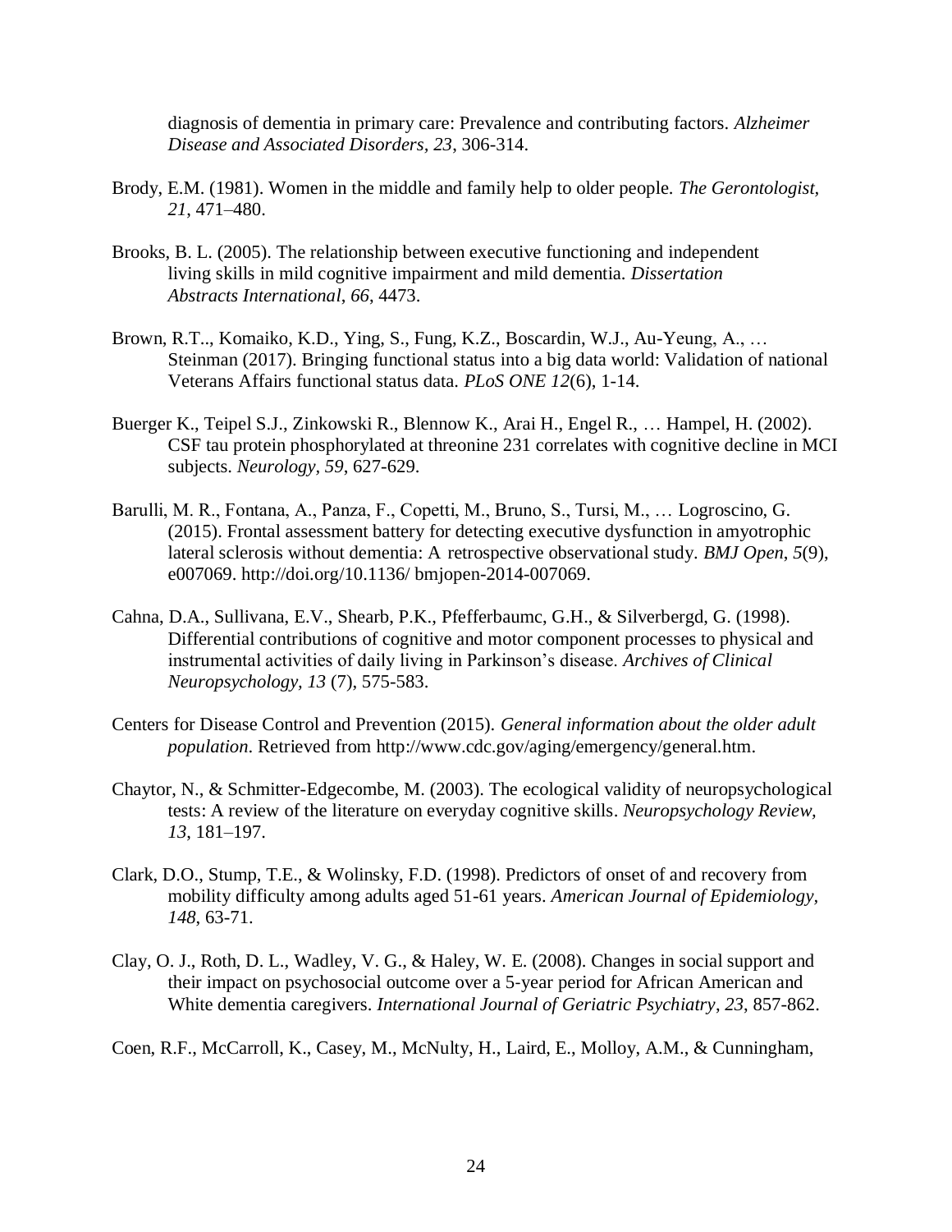diagnosis of dementia in primary care: Prevalence and contributing factors. *Alzheimer Disease and Associated Disorders, 23*, 306-314.

Brody, E.M. (1981). Women in the middle and family help to older people. *The Gerontologist*, *21*, 471–480.

Brooks, B. L. (2005). The relationship between executive functioning and independent living skills in mild cognitive impairment and mild dementia. *Dissertation Abstracts International*, *66*, 4473.

Brown, R.T.., Komaiko, K.D., Ying, S., Fung, K.Z., Boscardin, W.J., Au-Yeung, A., … Steinman (2017). Bringing functional status into a big data world: Validation of national Veterans Affairs functional status data. *PLoS ONE 12*(6), 1-14.

Buerger K., Teipel S.J., Zinkowski R., Blennow K., Arai H., Engel R., … Hampel, H. (2002). CSF tau protein phosphorylated at threonine 231 correlates with cognitive decline in MCI subjects. *Neurology, 59*, 627-629.

Barulli, M. R., Fontana, A., Panza, F., Copetti, M., Bruno, S., Tursi, M., … Logroscino, G. (2015). Frontal assessment battery for detecting executive dysfunction in amyotrophic lateral sclerosis without dementia: A retrospective observational study. *BMJ Open*, *5*(9), e007069. http://doi.org/10.1136/ bmjopen-2014-007069.

Cahna, D.A., Sullivana, E.V., Shearb, P.K., Pfefferbaumc, G.H., & Silverbergd, G. (1998). Differential contributions of cognitive and motor component processes to physical and instrumental activities of daily living in Parkinson's disease. *Archives of Clinical Neuropsychology, 13* (7), 575-583.

Centers for Disease Control and Prevention (2015). *General information about the older adult population*. Retrieved from http://www.cdc.gov/aging/emergency/general.htm.

Chaytor, N., & Schmitter-Edgecombe, M. (2003). The ecological validity of neuropsychological tests: A review of the literature on everyday cognitive skills. *Neuropsychology Review, 13*, 181–197.

Clark, D.O., Stump, T.E., & Wolinsky, F.D. (1998). Predictors of onset of and recovery from mobility difficulty among adults aged 51-61 years. *American Journal of Epidemiology, 148*, 63-71.

Clay, O. J., Roth, D. L., Wadley, V. G., & Haley, W. E. (2008). Changes in social support and their impact on psychosocial outcome over a 5-year period for African American and White dementia caregivers. *International Journal of Geriatric Psychiatry*, *23*, 857-862.

Coen, R.F., McCarroll, K., Casey, M., McNulty, H., Laird, E., Molloy, A.M., & Cunningham,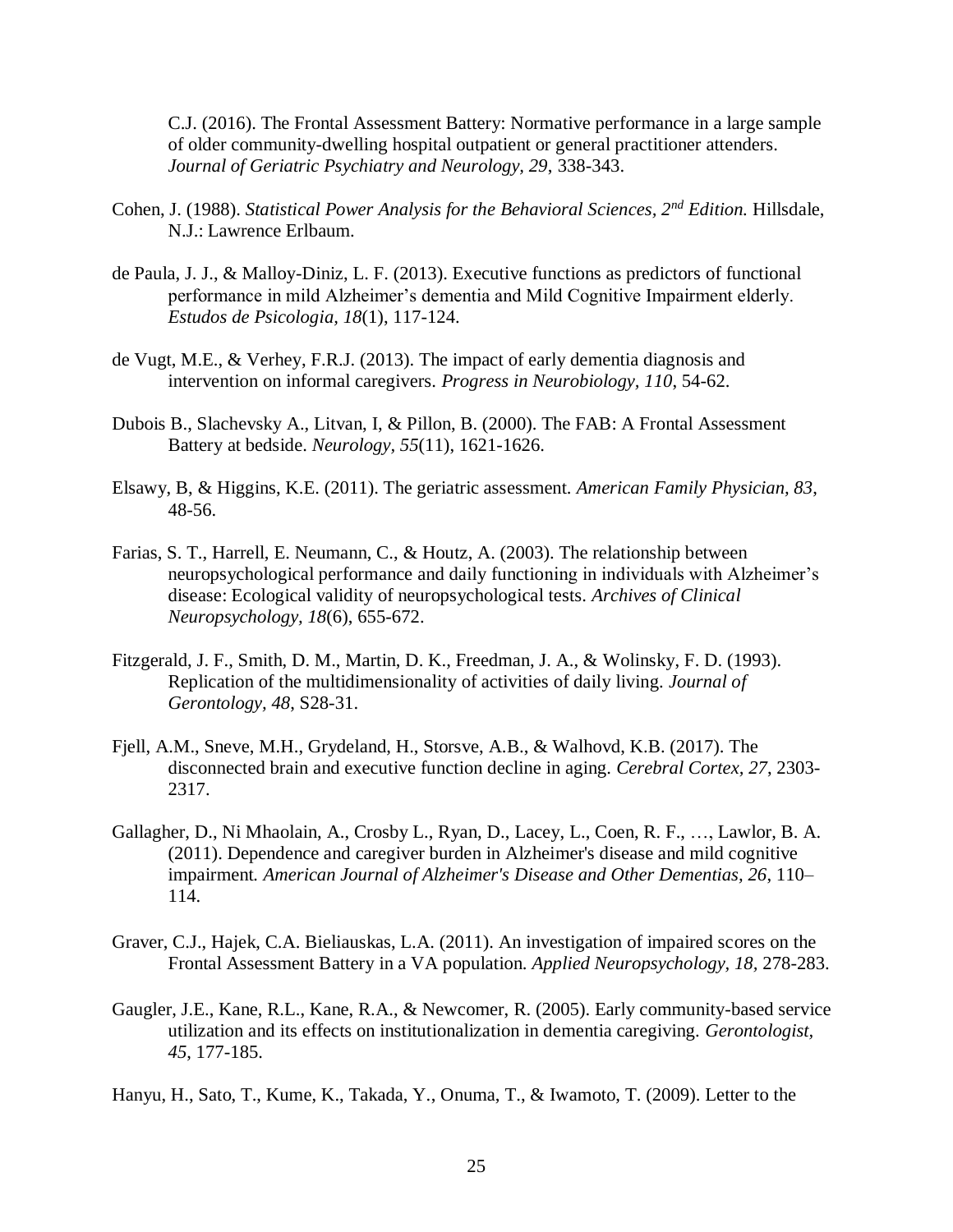C.J. (2016). The Frontal Assessment Battery: Normative performance in a large sample of older community-dwelling hospital outpatient or general practitioner attenders. *Journal of Geriatric Psychiatry and Neurology, 29,* 338-343.

Cohen, J. (1988). *Statistical Power Analysis for the Behavioral Sciences, 2nd Edition.* Hillsdale, N.J.: Lawrence Erlbaum.

de Paula, J. J., & Malloy-Diniz, L. F. (2013). Executive functions as predictors of functional performance in mild Alzheimer's dementia and Mild Cognitive Impairment elderly. *Estudos de Psicologia, 18*(1), 117-124.

de Vugt, M.E., & Verhey, F.R.J. (2013). The impact of early dementia diagnosis and intervention on informal caregivers. *Progress in Neurobiology, 110*, 54-62.

Dubois B., Slachevsky A., Litvan, I, & Pillon, B. (2000). The FAB: A Frontal Assessment Battery at bedside. *Neurology, 55*(11), 1621-1626.

Elsawy, B, & Higgins, K.E. (2011). The geriatric assessment. *American Family Physician, 83*, 48-56.

Farias, S. T., Harrell, E. Neumann, C., & Houtz, A. (2003). The relationship between neuropsychological performance and daily functioning in individuals with Alzheimer's disease: Ecological validity of neuropsychological tests. *Archives of Clinical Neuropsychology, 18*(6), 655-672.

Fitzgerald, J. F., Smith, D. M., Martin, D. K., Freedman, J. A., & Wolinsky, F. D. (1993). Replication of the multidimensionality of activities of daily living. *Journal of Gerontology, 48*, S28-31.

Fjell, A.M., Sneve, M.H., Grydeland, H., Storsve, A.B., & Walhovd, K.B. (2017). The disconnected brain and executive function decline in aging. *Cerebral Cortex, 27*, 2303-2317.

Gallagher, D., Ni Mhaolain, A., Crosby L., Ryan, D., Lacey, L., Coen, R. F., …, Lawlor, B. A. (2011). Dependence and caregiver burden in Alzheimer's disease and mild cognitive impairment. *American Journal of Alzheimer's Disease and Other Dementias, 26*, 110–114.

Graver, C.J., Hajek, C.A. Bieliauskas, L.A. (2011). An investigation of impaired scores on the Frontal Assessment Battery in a VA population. *Applied Neuropsychology, 18,* 278-283.

Gaugler, J.E., Kane, R.L., Kane, R.A., & Newcomer, R. (2005). Early community-based service utilization and its effects on institutionalization in dementia caregiving. *Gerontologist, 45,* 177-185.

Hanyu, H., Sato, T., Kume, K., Takada, Y., Onuma, T., & Iwamoto, T. (2009). Letter to the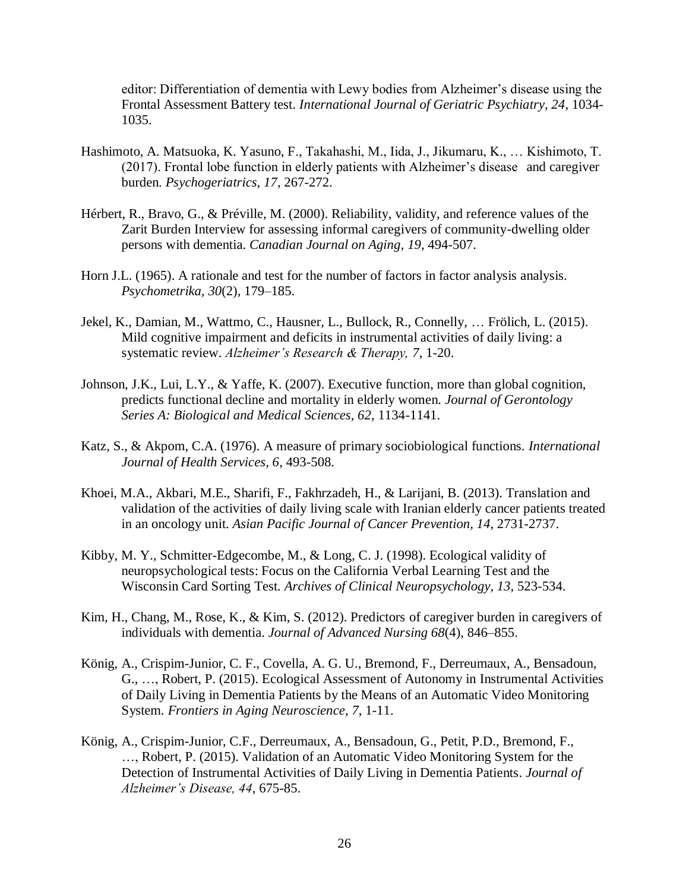editor: Differentiation of dementia with Lewy bodies from Alzheimer's disease using the Frontal Assessment Battery test. *International Journal of Geriatric Psychiatry, 24*, 1034-1035.

Hashimoto, A. Matsuoka, K. Yasuno, F., Takahashi, M., Iida, J., Jikumaru, K., … Kishimoto, T. (2017). Frontal lobe function in elderly patients with Alzheimer's disease and caregiver burden. *Psychogeriatrics, 17*, 267-272.

Hérbert, R., Bravo, G., & Préville, M. (2000). Reliability, validity, and reference values of the Zarit Burden Interview for assessing informal caregivers of community-dwelling older persons with dementia. *Canadian Journal on Aging, 19*, 494-507.

Horn J.L. (1965). A rationale and test for the number of factors in factor analysis analysis. *Psychometrika, 30*(2), 179–185.

Jekel, K., Damian, M., Wattmo, C., Hausner, L., Bullock, R., Connelly, … Frölich, L. (2015). Mild cognitive impairment and deficits in instrumental activities of daily living: a systematic review. *Alzheimer's Research & Therapy, 7*, 1-20.

Johnson, J.K., Lui, L.Y., & Yaffe, K. (2007). Executive function, more than global cognition, predicts functional decline and mortality in elderly women. *Journal of Gerontology Series A: Biological and Medical Sciences, 62*, 1134-1141.

Katz, S., & Akpom, C.A. (1976). A measure of primary sociobiological functions. *International Journal of Health Services, 6*, 493-508.

Khoei, M.A., Akbari, M.E., Sharifi, F., Fakhrzadeh, H., & Larijani, B. (2013). Translation and validation of the activities of daily living scale with Iranian elderly cancer patients treated in an oncology unit. *Asian Pacific Journal of Cancer Prevention, 14*, 2731-2737.

Kibby, M. Y., Schmitter-Edgecombe, M., & Long, C. J. (1998). Ecological validity of neuropsychological tests: Focus on the California Verbal Learning Test and the Wisconsin Card Sorting Test. *Archives of Clinical Neuropsychology, 13*, 523-534.

Kim, H., Chang, M., Rose, K., & Kim, S. (2012). Predictors of caregiver burden in caregivers of individuals with dementia. *Journal of Advanced Nursing 68*(4), 846–855.

König, A., Crispim-Junior, C. F., Covella, A. G. U., Bremond, F., Derreumaux, A., Bensadoun, G., …, Robert, P. (2015). Ecological Assessment of Autonomy in Instrumental Activities of Daily Living in Dementia Patients by the Means of an Automatic Video Monitoring System. *Frontiers in Aging Neuroscience, 7*, 1-11.

König, A., Crispim-Junior, C.F., Derreumaux, A., Bensadoun, G., Petit, P.D., Bremond, F., …, Robert, P. (2015). Validation of an Automatic Video Monitoring System for the Detection of Instrumental Activities of Daily Living in Dementia Patients. *Journal of Alzheimer's Disease, 44*, 675-85.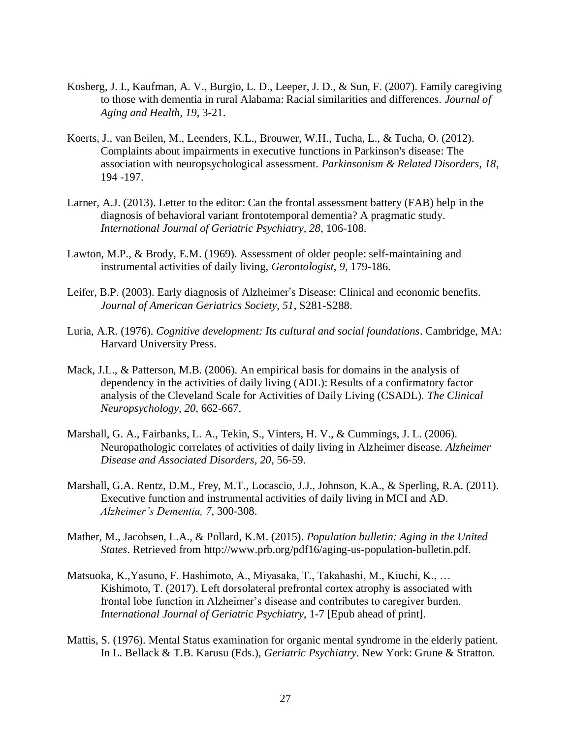Kosberg, J. I., Kaufman, A. V., Burgio, L. D., Leeper, J. D., & Sun, F. (2007). Family caregiving to those with dementia in rural Alabama: Racial similarities and differences. *Journal of Aging and Health, 19*, 3-21.

Koerts, J., van Beilen, M., Leenders, K.L., Brouwer, W.H., Tucha, L., & Tucha, O. (2012). Complaints about impairments in executive functions in Parkinson's disease: The association with neuropsychological assessment. *Parkinsonism & Related Disorders, 18*, 194 -197.

Larner, A.J. (2013). Letter to the editor: Can the frontal assessment battery (FAB) help in the diagnosis of behavioral variant frontotemporal dementia? A pragmatic study. *International Journal of Geriatric Psychiatry*, *28*, 106-108.

Lawton, M.P., & Brody, E.M. (1969). Assessment of older people: self-maintaining and instrumental activities of daily living, *Gerontologist*, *9*, 179-186.

Leifer, B.P. (2003). Early diagnosis of Alzheimer's Disease: Clinical and economic benefits. *Journal of American Geriatrics Society*, *51*, S281-S288.

Luria, A.R. (1976). *Cognitive development: Its cultural and social foundations*. Cambridge, MA: Harvard University Press.

Mack, J.L., & Patterson, M.B. (2006). An empirical basis for domains in the analysis of dependency in the activities of daily living (ADL): Results of a confirmatory factor analysis of the Cleveland Scale for Activities of Daily Living (CSADL). *The Clinical Neuropsychology*, *20*, 662-667.

Marshall, G. A., Fairbanks, L. A., Tekin, S., Vinters, H. V., & Cummings, J. L. (2006). Neuropathologic correlates of activities of daily living in Alzheimer disease. *Alzheimer Disease and Associated Disorders, 20*, 56-59.

Marshall, G.A. Rentz, D.M., Frey, M.T., Locascio, J.J., Johnson, K.A., & Sperling, R.A. (2011). Executive function and instrumental activities of daily living in MCI and AD. *Alzheimer's Dementia, 7*, 300-308.

Mather, M., Jacobsen, L.A., & Pollard, K.M. (2015). *Population bulletin: Aging in the United States*. Retrieved from http://www.prb.org/pdf16/aging-us-population-bulletin.pdf.

Matsuoka, K.,Yasuno, F. Hashimoto, A., Miyasaka, T., Takahashi, M., Kiuchi, K., … Kishimoto, T. (2017). Left dorsolateral prefrontal cortex atrophy is associated with frontal lobe function in Alzheimer's disease and contributes to caregiver burden. *International Journal of Geriatric Psychiatry*, 1-7 [Epub ahead of print].

Mattis, S. (1976). Mental Status examination for organic mental syndrome in the elderly patient. In L. Bellack & T.B. Karusu (Eds.), *Geriatric Psychiatry*. New York: Grune & Stratton.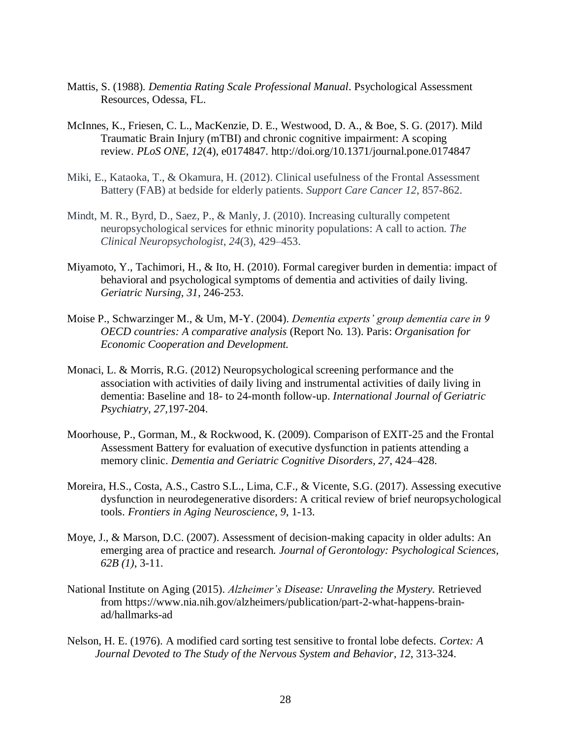Mattis, S. (1988). *Dementia Rating Scale Professional Manual*. Psychological Assessment Resources, Odessa, FL.

McInnes, K., Friesen, C. L., MacKenzie, D. E., Westwood, D. A., & Boe, S. G. (2017). Mild Traumatic Brain Injury (mTBI) and chronic cognitive impairment: A scoping review. *PLoS ONE*, *12*(4), e0174847. http://doi.org/10.1371/journal.pone.0174847

Miki, E., Kataoka, T., & Okamura, H. (2012). Clinical usefulness of the Frontal Assessment Battery (FAB) at bedside for elderly patients. *Support Care Cancer 12*, 857-862.

Mindt, M. R., Byrd, D., Saez, P., & Manly, J. (2010). Increasing culturally competent neuropsychological services for ethnic minority populations: A call to action. *The Clinical Neuropsychologist*, *24*(3), 429–453.

Miyamoto, Y., Tachimori, H., & Ito, H. (2010). Formal caregiver burden in dementia: impact of behavioral and psychological symptoms of dementia and activities of daily living. *Geriatric Nursing, 31*, 246-253.

Moise P., Schwarzinger M., & Um, M-Y. (2004). *Dementia experts' group dementia care in 9 OECD countries: A comparative analysis* (Report No. 13). Paris: *Organisation for Economic Cooperation and Development.*

Monaci, L. & Morris, R.G. (2012) Neuropsychological screening performance and the association with activities of daily living and instrumental activities of daily living in dementia: Baseline and 18- to 24-month follow-up. *International Journal of Geriatric Psychiatry, 27*,197-204.

Moorhouse, P., Gorman, M., & Rockwood, K. (2009). Comparison of EXIT-25 and the Frontal Assessment Battery for evaluation of executive dysfunction in patients attending a memory clinic. *Dementia and Geriatric Cognitive Disorders, 27*, 424–428.

Moreira, H.S., Costa, A.S., Castro S.L., Lima, C.F., & Vicente, S.G. (2017). Assessing executive dysfunction in neurodegenerative disorders: A critical review of brief neuropsychological tools. *Frontiers in Aging Neuroscience, 9*, 1-13.

Moye, J., & Marson, D.C. (2007). Assessment of decision-making capacity in older adults: An emerging area of practice and research. *Journal of Gerontology: Psychological Sciences, 62B (1)*, 3-11.

National Institute on Aging (2015). *Alzheimer's Disease: Unraveling the Mystery.* Retrieved from https://www.nia.nih.gov/alzheimers/publication/part-2-what-happens-brain-ad/hallmarks-ad

Nelson, H. E. (1976). A modified card sorting test sensitive to frontal lobe defects. *Cortex: A Journal Devoted to The Study of the Nervous System and Behavior*, *12*, 313-324.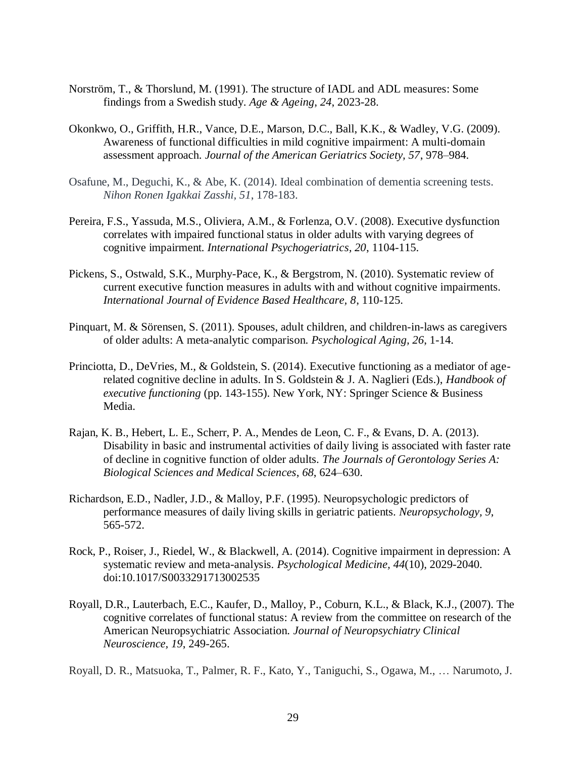Norström, T., & Thorslund, M. (1991). The structure of IADL and ADL measures: Some findings from a Swedish study. *Age & Ageing, 24*, 2023-28.

Okonkwo, O., Griffith, H.R., Vance, D.E., Marson, D.C., Ball, K.K., & Wadley, V.G. (2009). Awareness of functional difficulties in mild cognitive impairment: A multi-domain assessment approach. *Journal of the American Geriatrics Society, 57*, 978–984.

Osafune, M., Deguchi, K., & Abe, K. (2014). Ideal combination of dementia screening tests. *Nihon Ronen Igakkai Zasshi, 51*, 178-183.

Pereira, F.S., Yassuda, M.S., Oliviera, A.M., & Forlenza, O.V. (2008). Executive dysfunction correlates with impaired functional status in older adults with varying degrees of cognitive impairment. *International Psychogeriatrics, 20*, 1104-115.

Pickens, S., Ostwald, S.K., Murphy-Pace, K., & Bergstrom, N. (2010). Systematic review of current executive function measures in adults with and without cognitive impairments. *International Journal of Evidence Based Healthcare, 8*, 110-125.

Pinquart, M. & Sörensen, S. (2011). Spouses, adult children, and children-in-laws as caregivers of older adults: A meta-analytic comparison. *Psychological Aging, 26*, 1-14.

Princiotta, D., DeVries, M., & Goldstein, S. (2014). Executive functioning as a mediator of age-related cognitive decline in adults. In S. Goldstein & J. A. Naglieri (Eds.), *Handbook of executive functioning* (pp. 143-155). New York, NY: Springer Science & Business Media.

Rajan, K. B., Hebert, L. E., Scherr, P. A., Mendes de Leon, C. F., & Evans, D. A. (2013). Disability in basic and instrumental activities of daily living is associated with faster rate of decline in cognitive function of older adults. *The Journals of Gerontology Series A: Biological Sciences and Medical Sciences*, *68*, 624–630.

Richardson, E.D., Nadler, J.D., & Malloy, P.F. (1995). Neuropsychologic predictors of performance measures of daily living skills in geriatric patients. *Neuropsychology, 9*, 565-572.

Rock, P., Roiser, J., Riedel, W., & Blackwell, A. (2014). Cognitive impairment in depression: A systematic review and meta-analysis. *Psychological Medicine, 44*(10), 2029-2040. doi:10.1017/S0033291713002535

Royall, D.R., Lauterbach, E.C., Kaufer, D., Malloy, P., Coburn, K.L., & Black, K.J., (2007). The cognitive correlates of functional status: A review from the committee on research of the American Neuropsychiatric Association. *Journal of Neuropsychiatry Clinical Neuroscience, 19*, 249-265.

Royall, D. R., Matsuoka, T., Palmer, R. F., Kato, Y., Taniguchi, S., Ogawa, M., … Narumoto, J.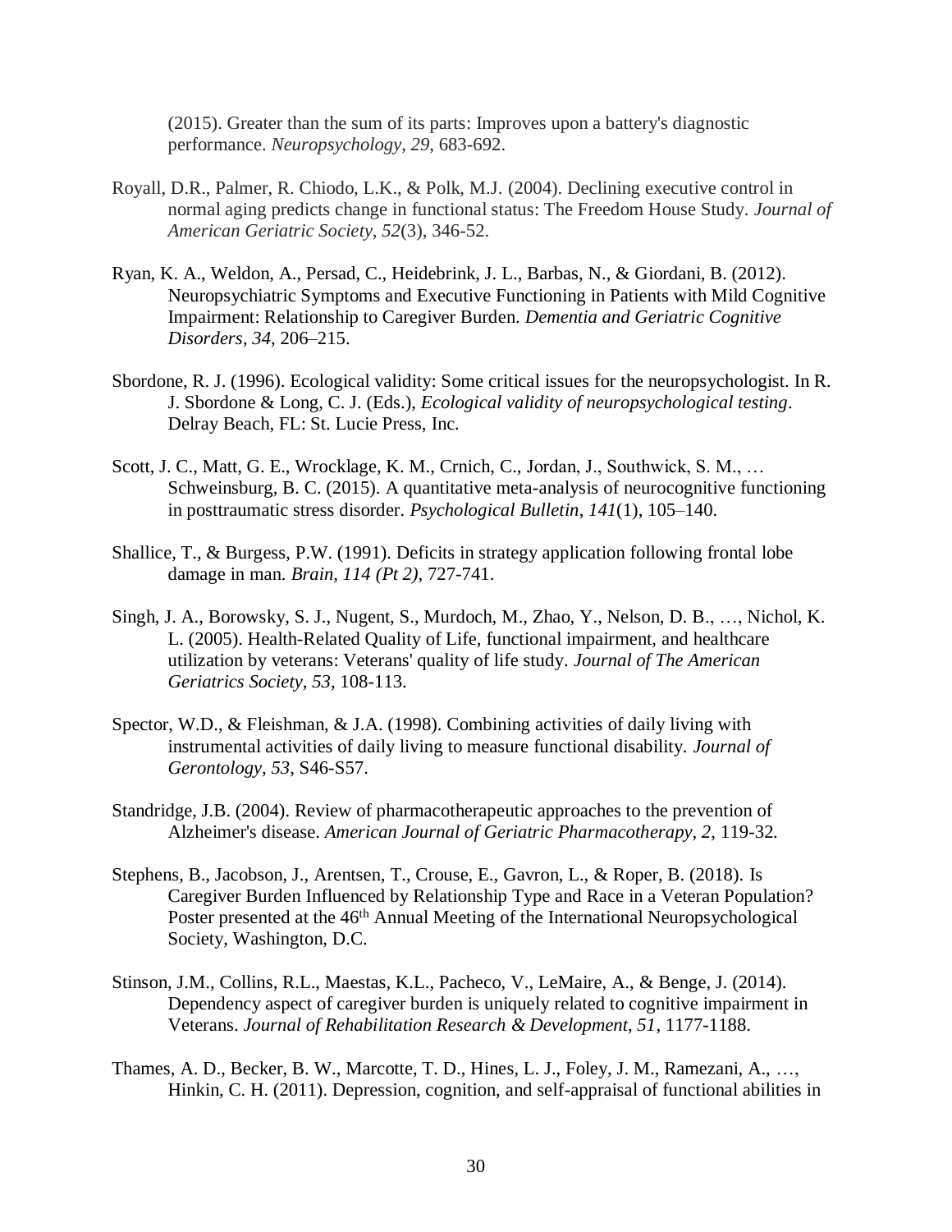(2015). Greater than the sum of its parts: Improves upon a battery's diagnostic performance. *Neuropsychology*, *29*, 683-692.

Royall, D.R., Palmer, R. Chiodo, L.K., & Polk, M.J. (2004). Declining executive control in normal aging predicts change in functional status: The Freedom House Study. *Journal of American Geriatric Society, 52*(3), 346-52.

Ryan, K. A., Weldon, A., Persad, C., Heidebrink, J. L., Barbas, N., & Giordani, B. (2012). Neuropsychiatric Symptoms and Executive Functioning in Patients with Mild Cognitive Impairment: Relationship to Caregiver Burden. *Dementia and Geriatric Cognitive Disorders*, *34*, 206–215.

Sbordone, R. J. (1996). Ecological validity: Some critical issues for the neuropsychologist. In R. J. Sbordone & Long, C. J. (Eds.), *Ecological validity of neuropsychological testing*. Delray Beach, FL: St. Lucie Press, Inc.

Scott, J. C., Matt, G. E., Wrocklage, K. M., Crnich, C., Jordan, J., Southwick, S. M., … Schweinsburg, B. C. (2015). A quantitative meta-analysis of neurocognitive functioning in posttraumatic stress disorder. *Psychological Bulletin*, *141*(1), 105–140.

Shallice, T., & Burgess, P.W. (1991). Deficits in strategy application following frontal lobe damage in man. *Brain, 114 (Pt 2)*, 727-741.

Singh, J. A., Borowsky, S. J., Nugent, S., Murdoch, M., Zhao, Y., Nelson, D. B., …, Nichol, K. L. (2005). Health-Related Quality of Life, functional impairment, and healthcare utilization by veterans: Veterans' quality of life study. *Journal of The American Geriatrics Society*, *53*, 108-113.

Spector, W.D., & Fleishman, & J.A. (1998). Combining activities of daily living with instrumental activities of daily living to measure functional disability. *Journal of Gerontology*, *53*, S46-S57.

Standridge, J.B. (2004). Review of pharmacotherapeutic approaches to the prevention of Alzheimer's disease. *American Journal of Geriatric Pharmacotherapy, 2,* 119-32.

Stephens, B., Jacobson, J., Arentsen, T., Crouse, E., Gavron, L., & Roper, B. (2018). Is Caregiver Burden Influenced by Relationship Type and Race in a Veteran Population? Poster presented at the 46th Annual Meeting of the International Neuropsychological Society, Washington, D.C.

Stinson, J.M., Collins, R.L., Maestas, K.L., Pacheco, V., LeMaire, A., & Benge, J. (2014). Dependency aspect of caregiver burden is uniquely related to cognitive impairment in Veterans. *Journal of Rehabilitation Research & Development, 51*, 1177-1188.

Thames, A. D., Becker, B. W., Marcotte, T. D., Hines, L. J., Foley, J. M., Ramezani, A., …, Hinkin, C. H. (2011). Depression, cognition, and self-appraisal of functional abilities in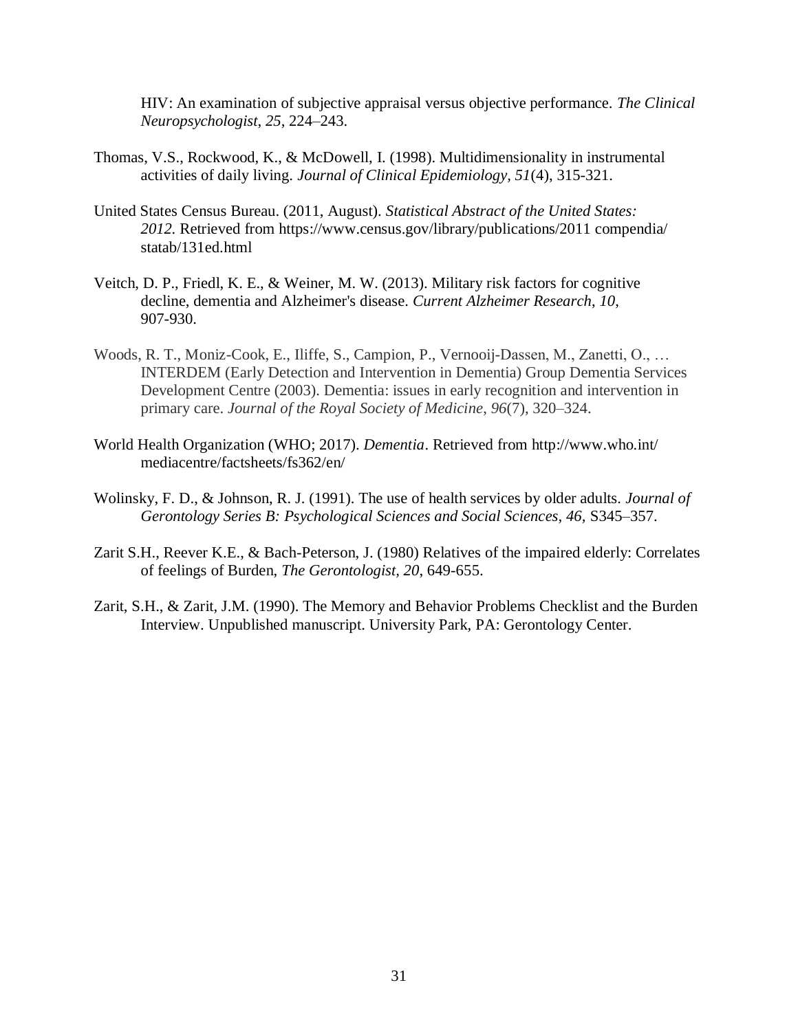HIV: An examination of subjective appraisal versus objective performance. *The Clinical Neuropsychologist*, *25*, 224–243.

Thomas, V.S., Rockwood, K., & McDowell, I. (1998). Multidimensionality in instrumental activities of daily living. *Journal of Clinical Epidemiology, 51*(4), 315-321.

United States Census Bureau. (2011, August). *Statistical Abstract of the United States: 2012.* Retrieved from https://www.census.gov/library/publications/2011 compendia/ statab/131ed.html

Veitch, D. P., Friedl, K. E., & Weiner, M. W. (2013). Military risk factors for cognitive decline, dementia and Alzheimer's disease. *Current Alzheimer Research*, *10*, 907-930.

Woods, R. T., Moniz-Cook, E., Iliffe, S., Campion, P., Vernooij-Dassen, M., Zanetti, O., … INTERDEM (Early Detection and Intervention in Dementia) Group Dementia Services Development Centre (2003). Dementia: issues in early recognition and intervention in primary care. *Journal of the Royal Society of Medicine*, *96*(7), 320–324.

World Health Organization (WHO; 2017). *Dementia*. Retrieved from http://www.who.int/ mediacentre/factsheets/fs362/en/

Wolinsky, F. D., & Johnson, R. J. (1991). The use of health services by older adults. *Journal of Gerontology Series B: Psychological Sciences and Social Sciences*, *46*, S345–357.

Zarit S.H., Reever K.E., & Bach-Peterson, J. (1980) Relatives of the impaired elderly: Correlates of feelings of Burden, *The Gerontologist*, *20*, 649-655.

Zarit, S.H., & Zarit, J.M. (1990). The Memory and Behavior Problems Checklist and the Burden Interview. Unpublished manuscript. University Park, PA: Gerontology Center.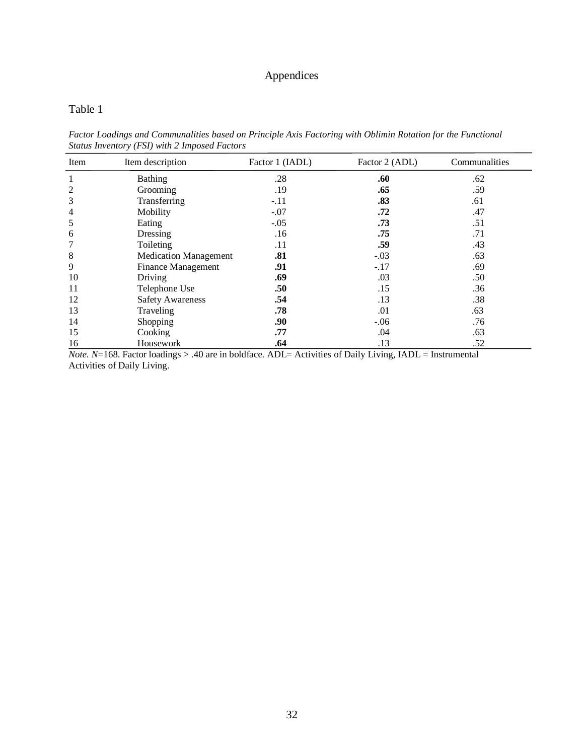# Appendices

Table 1

*Factor Loadings and Communalities based on Principle Axis Factoring with Oblimin Rotation for the Functional Status Inventory (FSI) with 2 Imposed Factors*

| Item | Item description | Factor 1 (IADL) | Factor 2 (ADL) | Communalities |
|---|---|---|---|---|
| 1 | Bathing | .28 | **.60** | .62 |
| 2 | Grooming | .19 | **.65** | .59 |
| 3 | Transferring | -.11 | **.83** | .61 |
| 4 | Mobility | -.07 | **.72** | .47 |
| 5 | Eating | -.05 | **.73** | .51 |
| 6 | Dressing | .16 | **.75** | .71 |
| 7 | Toileting | .11 | **.59** | .43 |
| 8 | Medication Management | **.81** | -.03 | .63 |
| 9 | Finance Management | **.91** | -.17 | .69 |
| 10 | Driving | **.69** | .03 | .50 |
| 11 | Telephone Use | **.50** | .15 | .36 |
| 12 | Safety Awareness | **.54** | .13 | .38 |
| 13 | Traveling | **.78** | .01 | .63 |
| 14 | Shopping | **.90** | -.06 | .76 |
| 15 | Cooking | **.77** | .04 | .63 |
| 16 | Housework | **.64** | .13 | .52 |

*Note. N*=168. Factor loadings > .40 are in boldface. ADL= Activities of Daily Living, IADL = Instrumental Activities of Daily Living.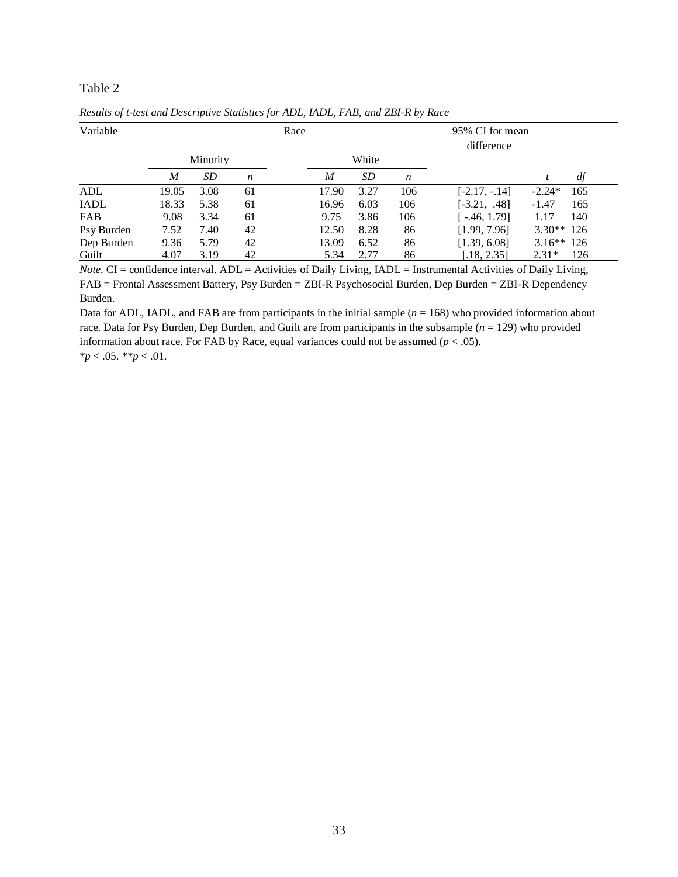Table 2

*Results of t-test and Descriptive Statistics for ADL, IADL, FAB, and ZBI-R by Race*

| Variable | Race | | | | | | 95% CI for mean difference | | |
|---|---|---|---|---|---|---|---|---|---|
| | Minority | | | White | | | | | |
| | *M* | *SD* | *n* | *M* | *SD* | *n* | | *t* | *df* |
| ADL | 19.05 | 3.08 | 61 | 17.90 | 3.27 | 106 | [-2.17, -.14] | -2.24* | 165 |
| IADL | 18.33 | 5.38 | 61 | 16.96 | 6.03 | 106 | [-3.21, .48] | -1.47 | 165 |
| FAB | 9.08 | 3.34 | 61 | 9.75 | 3.86 | 106 | [ -.46, 1.79] | 1.17 | 140 |
| Psy Burden | 7.52 | 7.40 | 42 | 12.50 | 8.28 | 86 | [1.99, 7.96] | 3.30** | 126 |
| Dep Burden | 9.36 | 5.79 | 42 | 13.09 | 6.52 | 86 | [1.39, 6.08] | 3.16** | 126 |
| Guilt | 4.07 | 3.19 | 42 | 5.34 | 2.77 | 86 | [.18, 2.35] | 2.31* | 126 |

*Note.* CI = confidence interval. ADL = Activities of Daily Living, IADL = Instrumental Activities of Daily Living, FAB = Frontal Assessment Battery, Psy Burden = ZBI-R Psychosocial Burden, Dep Burden = ZBI-R Dependency Burden.

Data for ADL, IADL, and FAB are from participants in the initial sample ($n = 168$) who provided information about race. Data for Psy Burden, Dep Burden, and Guilt are from participants in the subsample ($n = 129$) who provided information about race. For FAB by Race, equal variances could not be assumed ($p < .05$).

*$p < .05$. **$p < .01$.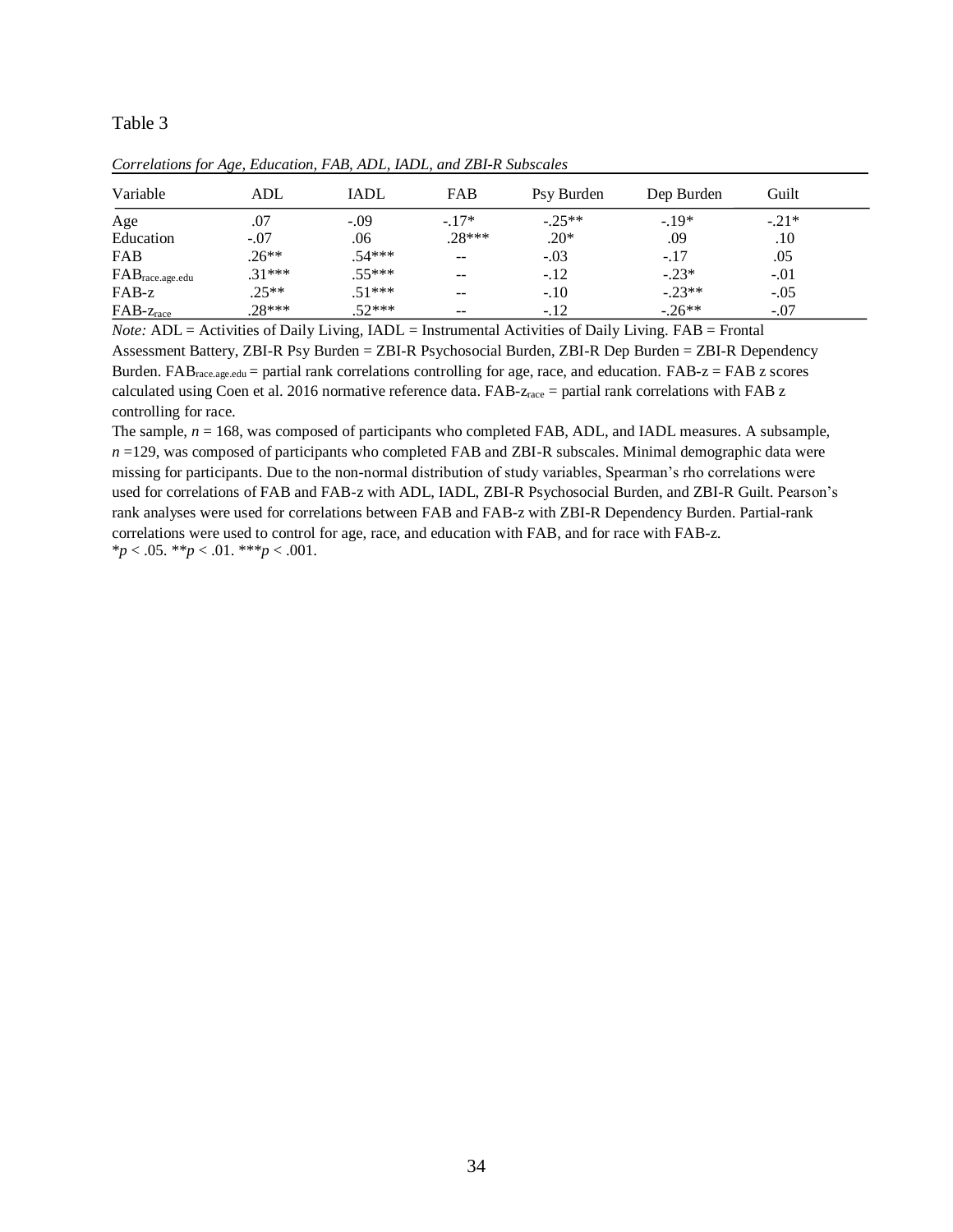Table 3

*Correlations for Age, Education, FAB, ADL, IADL, and ZBI-R Subscales*

| Variable | ADL | IADL | FAB | Psy Burden | Dep Burden | Guilt |
|---|---|---|---|---|---|---|
| Age | .07 | -.09 | -.17* | -.25** | -.19* | -.21* |
| Education | -.07 | .06 | .28*** | .20* | .09 | .10 |
| FAB | .26** | .54*** | -- | -.03 | -.17 | .05 |
| $FAB_{race.age.edu}$ | .31*** | .55*** | -- | -.12 | -.23* | -.01 |
| FAB-z | .25** | .51*** | -- | -.10 | -.23** | -.05 |
| FAB-$z_{race}$ | .28*** | .52*** | -- | -.12 | -.26** | -.07 |

*Note:* ADL = Activities of Daily Living, IADL = Instrumental Activities of Daily Living. FAB = Frontal Assessment Battery, ZBI-R Psy Burden = ZBI-R Psychosocial Burden, ZBI-R Dep Burden = ZBI-R Dependency Burden. $FAB_{race.age.edu}$ = partial rank correlations controlling for age, race, and education. FAB-z = FAB z scores calculated using Coen et al. 2016 normative reference data. FAB-$z_{race}$ = partial rank correlations with FAB z controlling for race.

The sample, $n$ = 168, was composed of participants who completed FAB, ADL, and IADL measures. A subsample, $n$ =129, was composed of participants who completed FAB and ZBI-R subscales. Minimal demographic data were missing for participants. Due to the non-normal distribution of study variables, Spearman's rho correlations were used for correlations of FAB and FAB-z with ADL, IADL, ZBI-R Psychosocial Burden, and ZBI-R Guilt. Pearson's rank analyses were used for correlations between FAB and FAB-z with ZBI-R Dependency Burden. Partial-rank correlations were used to control for age, race, and education with FAB, and for race with FAB-z.

*$p < .05$. **$p < .01$. ***$p < .001$.